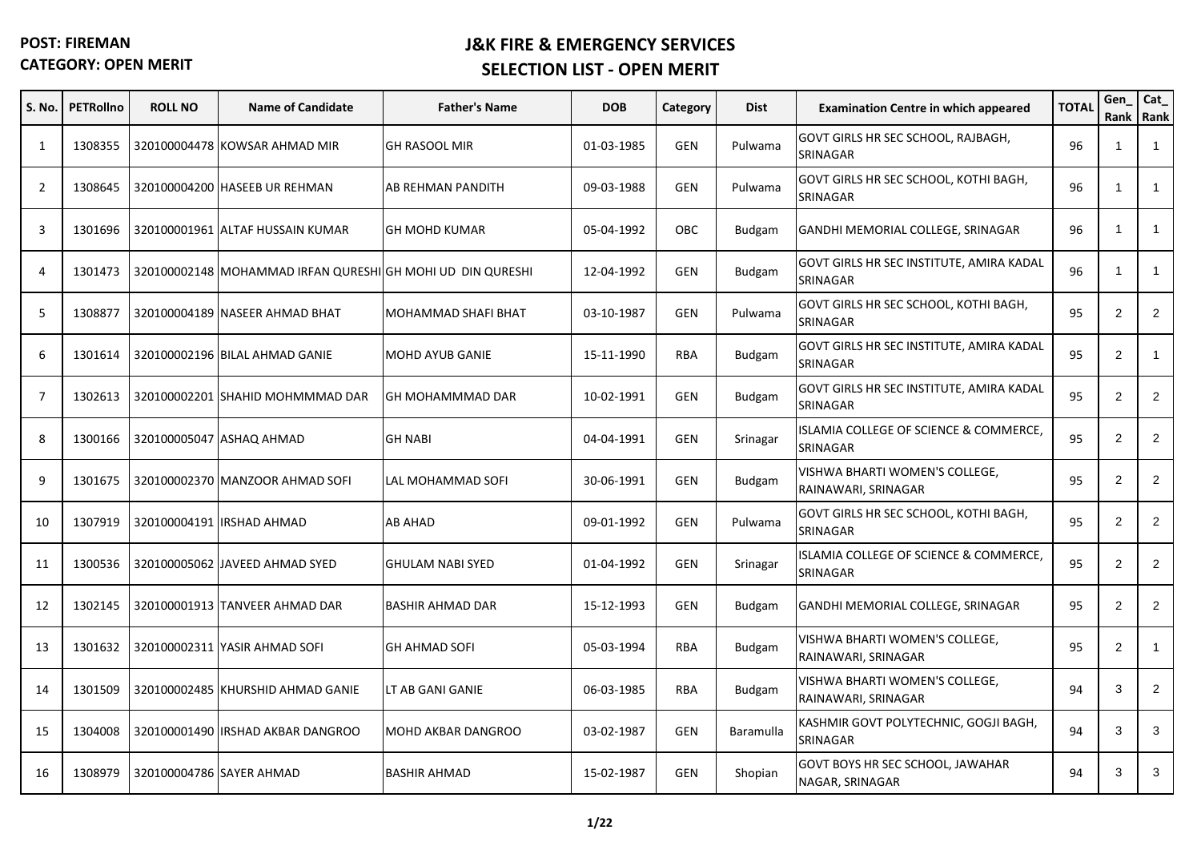**POST: FIREMAN**
**CATEGORY: OPEN MERIT**

## J&K FIRE & EMERGENCY SERVICES
## SELECTION LIST - OPEN MERIT

| S. No. | PETRollno | ROLL NO | Name of Candidate | Father's Name | DOB | Category | Dist | Examination Centre in which appeared | TOTAL | Gen_ Rank | Cat_ Rank |
|---|---|---|---|---|---|---|---|---|---|---|---|
| 1 | 1308355 | 320100004478 | KOWSAR AHMAD MIR | GH RASOOL MIR | 01-03-1985 | GEN | Pulwama | GOVT GIRLS HR SEC SCHOOL, RAJBAGH, SRINAGAR | 96 | 1 | 1 |
| 2 | 1308645 | 320100004200 | HASEEB UR REHMAN | AB REHMAN PANDITH | 09-03-1988 | GEN | Pulwama | GOVT GIRLS HR SEC SCHOOL, KOTHI BAGH, SRINAGAR | 96 | 1 | 1 |
| 3 | 1301696 | 320100001961 | ALTAF HUSSAIN KUMAR | GH MOHD KUMAR | 05-04-1992 | OBC | Budgam | GANDHI MEMORIAL COLLEGE, SRINAGAR | 96 | 1 | 1 |
| 4 | 1301473 | 320100002148 | MOHAMMAD IRFAN QURESHI | GH MOHI UD DIN QURESHI | 12-04-1992 | GEN | Budgam | GOVT GIRLS HR SEC INSTITUTE, AMIRA KADAL SRINAGAR | 96 | 1 | 1 |
| 5 | 1308877 | 320100004189 | NASEER AHMAD BHAT | MOHAMMAD SHAFI BHAT | 03-10-1987 | GEN | Pulwama | GOVT GIRLS HR SEC SCHOOL, KOTHI BAGH, SRINAGAR | 95 | 2 | 2 |
| 6 | 1301614 | 320100002196 | BILAL AHMAD GANIE | MOHD AYUB GANIE | 15-11-1990 | RBA | Budgam | GOVT GIRLS HR SEC INSTITUTE, AMIRA KADAL SRINAGAR | 95 | 2 | 1 |
| 7 | 1302613 | 320100002201 | SHAHID MOHMMMAD DAR | GH MOHAMMMAD DAR | 10-02-1991 | GEN | Budgam | GOVT GIRLS HR SEC INSTITUTE, AMIRA KADAL SRINAGAR | 95 | 2 | 2 |
| 8 | 1300166 | 320100005047 | ASHAQ AHMAD | GH NABI | 04-04-1991 | GEN | Srinagar | ISLAMIA COLLEGE OF SCIENCE & COMMERCE, SRINAGAR | 95 | 2 | 2 |
| 9 | 1301675 | 320100002370 | MANZOOR AHMAD SOFI | LAL MOHAMMAD SOFI | 30-06-1991 | GEN | Budgam | VISHWA BHARTI WOMEN'S COLLEGE, RAINAWARI, SRINAGAR | 95 | 2 | 2 |
| 10 | 1307919 | 320100004191 | IRSHAD AHMAD | AB AHAD | 09-01-1992 | GEN | Pulwama | GOVT GIRLS HR SEC SCHOOL, KOTHI BAGH, SRINAGAR | 95 | 2 | 2 |
| 11 | 1300536 | 320100005062 | JAVEED AHMAD SYED | GHULAM NABI SYED | 01-04-1992 | GEN | Srinagar | ISLAMIA COLLEGE OF SCIENCE & COMMERCE, SRINAGAR | 95 | 2 | 2 |
| 12 | 1302145 | 320100001913 | TANVEER AHMAD DAR | BASHIR AHMAD DAR | 15-12-1993 | GEN | Budgam | GANDHI MEMORIAL COLLEGE, SRINAGAR | 95 | 2 | 2 |
| 13 | 1301632 | 320100002311 | YASIR AHMAD SOFI | GH AHMAD SOFI | 05-03-1994 | RBA | Budgam | VISHWA BHARTI WOMEN'S COLLEGE, RAINAWARI, SRINAGAR | 95 | 2 | 1 |
| 14 | 1301509 | 320100002485 | KHURSHID AHMAD GANIE | LT AB GANI GANIE | 06-03-1985 | RBA | Budgam | VISHWA BHARTI WOMEN'S COLLEGE, RAINAWARI, SRINAGAR | 94 | 3 | 2 |
| 15 | 1304008 | 320100001490 | IRSHAD AKBAR DANGROO | MOHD AKBAR DANGROO | 03-02-1987 | GEN | Baramulla | KASHMIR GOVT POLYTECHNIC, GOGJI BAGH, SRINAGAR | 94 | 3 | 3 |
| 16 | 1308979 | 320100004786 | SAYER AHMAD | BASHIR AHMAD | 15-02-1987 | GEN | Shopian | GOVT BOYS HR SEC SCHOOL, JAWAHAR NAGAR, SRINAGAR | 94 | 3 | 3 |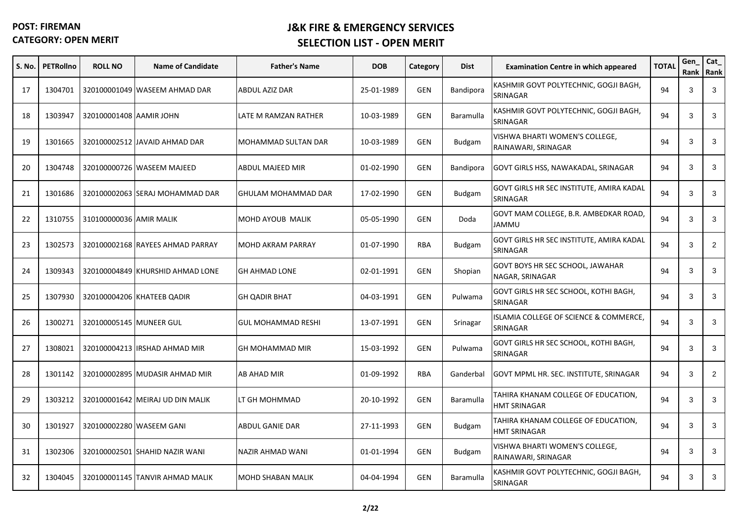**POST: FIREMAN**
**CATEGORY: OPEN MERIT**

## J&K FIRE & EMERGENCY SERVICES
## SELECTION LIST - OPEN MERIT

| S. No. | PETRollno | ROLL NO | Name of Candidate | Father's Name | DOB | Category | Dist | Examination Centre in which appeared | TOTAL | Gen_ Rank | Cat_ Rank |
|---|---|---|---|---|---|---|---|---|---|---|---|
| 17 | 1304701 | 320100001049 | WASEEM AHMAD DAR | ABDUL AZIZ DAR | 25-01-1989 | GEN | Bandipora | KASHMIR GOVT POLYTECHNIC, GOGJI BAGH, SRINAGAR | 94 | 3 | 3 |
| 18 | 1303947 | 320100001408 | AAMIR JOHN | LATE M RAMZAN RATHER | 10-03-1989 | GEN | Baramulla | KASHMIR GOVT POLYTECHNIC, GOGJI BAGH, SRINAGAR | 94 | 3 | 3 |
| 19 | 1301665 | 320100002512 | JAVAID AHMAD DAR | MOHAMMAD SULTAN DAR | 10-03-1989 | GEN | Budgam | VISHWA BHARTI WOMEN'S COLLEGE, RAINAWARI, SRINAGAR | 94 | 3 | 3 |
| 20 | 1304748 | 320100000726 | WASEEM MAJEED | ABDUL MAJEED MIR | 01-02-1990 | GEN | Bandipora | GOVT GIRLS HSS, NAWAKADAL, SRINAGAR | 94 | 3 | 3 |
| 21 | 1301686 | 320100002063 | SERAJ MOHAMMAD DAR | GHULAM MOHAMMAD DAR | 17-02-1990 | GEN | Budgam | GOVT GIRLS HR SEC INSTITUTE, AMIRA KADAL SRINAGAR | 94 | 3 | 3 |
| 22 | 1310755 | 310100000036 | AMIR MALIK | MOHD AYOUB MALIK | 05-05-1990 | GEN | Doda | GOVT MAM COLLEGE, B.R. AMBEDKAR ROAD, JAMMU | 94 | 3 | 3 |
| 23 | 1302573 | 320100002168 | RAYEES AHMAD PARRAY | MOHD AKRAM PARRAY | 01-07-1990 | RBA | Budgam | GOVT GIRLS HR SEC INSTITUTE, AMIRA KADAL SRINAGAR | 94 | 3 | 2 |
| 24 | 1309343 | 320100004849 | KHURSHID AHMAD LONE | GH AHMAD LONE | 02-01-1991 | GEN | Shopian | GOVT BOYS HR SEC SCHOOL, JAWAHAR NAGAR, SRINAGAR | 94 | 3 | 3 |
| 25 | 1307930 | 320100004206 | KHATEEB QADIR | GH QADIR BHAT | 04-03-1991 | GEN | Pulwama | GOVT GIRLS HR SEC SCHOOL, KOTHI BAGH, SRINAGAR | 94 | 3 | 3 |
| 26 | 1300271 | 320100005145 | MUNEER GUL | GUL MOHAMMAD RESHI | 13-07-1991 | GEN | Srinagar | ISLAMIA COLLEGE OF SCIENCE & COMMERCE, SRINAGAR | 94 | 3 | 3 |
| 27 | 1308021 | 320100004213 | IRSHAD AHMAD MIR | GH MOHAMMAD MIR | 15-03-1992 | GEN | Pulwama | GOVT GIRLS HR SEC SCHOOL, KOTHI BAGH, SRINAGAR | 94 | 3 | 3 |
| 28 | 1301142 | 320100002895 | MUDASIR AHMAD MIR | AB AHAD MIR | 01-09-1992 | RBA | Ganderbal | GOVT MPML HR. SEC. INSTITUTE, SRINAGAR | 94 | 3 | 2 |
| 29 | 1303212 | 320100001642 | MEIRAJ UD DIN MALIK | LT GH MOHMMAD | 20-10-1992 | GEN | Baramulla | TAHIRA KHANAM COLLEGE OF EDUCATION, HMT SRINAGAR | 94 | 3 | 3 |
| 30 | 1301927 | 320100002280 | WASEEM GANI | ABDUL GANIE DAR | 27-11-1993 | GEN | Budgam | TAHIRA KHANAM COLLEGE OF EDUCATION, HMT SRINAGAR | 94 | 3 | 3 |
| 31 | 1302306 | 320100002501 | SHAHID NAZIR WANI | NAZIR AHMAD WANI | 01-01-1994 | GEN | Budgam | VISHWA BHARTI WOMEN'S COLLEGE, RAINAWARI, SRINAGAR | 94 | 3 | 3 |
| 32 | 1304045 | 320100001145 | TANVIR AHMAD MALIK | MOHD SHABAN MALIK | 04-04-1994 | GEN | Baramulla | KASHMIR GOVT POLYTECHNIC, GOGJI BAGH, SRINAGAR | 94 | 3 | 3 |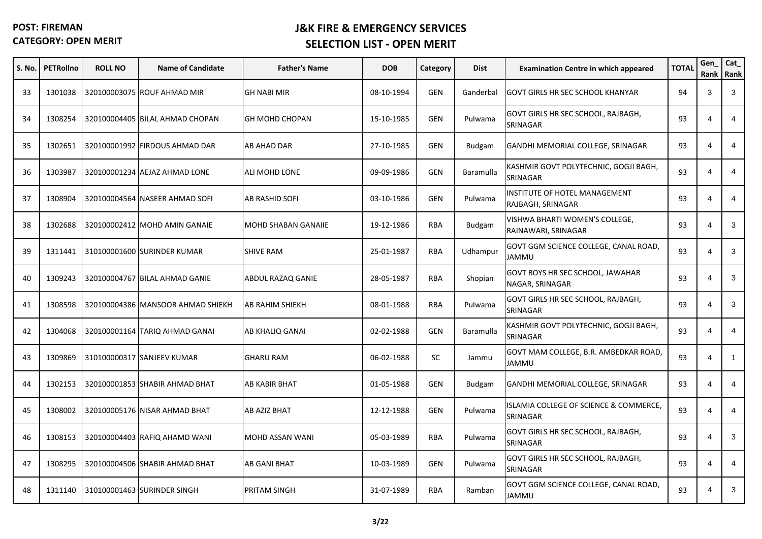**POST: FIREMAN**
**CATEGORY: OPEN MERIT**

## J&K FIRE & EMERGENCY SERVICES
## SELECTION LIST - OPEN MERIT

| S. No. | PETRollno | ROLL NO | Name of Candidate | Father's Name | DOB | Category | Dist | Examination Centre in which appeared | TOTAL | Gen_ Rank | Cat_ Rank |
|---|---|---|---|---|---|---|---|---|---|---|---|
| 33 | 1301038 | 320100003075 | ROUF AHMAD MIR | GH NABI MIR | 08-10-1994 | GEN | Ganderbal | GOVT GIRLS HR SEC SCHOOL KHANYAR | 94 | 3 | 3 |
| 34 | 1308254 | 320100004405 | BILAL AHMAD CHOPAN | GH MOHD CHOPAN | 15-10-1985 | GEN | Pulwama | GOVT GIRLS HR SEC SCHOOL, RAJBAGH, SRINAGAR | 93 | 4 | 4 |
| 35 | 1302651 | 320100001992 | FIRDOUS AHMAD DAR | AB AHAD DAR | 27-10-1985 | GEN | Budgam | GANDHI MEMORIAL COLLEGE, SRINAGAR | 93 | 4 | 4 |
| 36 | 1303987 | 320100001234 | AEJAZ AHMAD LONE | ALI MOHD LONE | 09-09-1986 | GEN | Baramulla | KASHMIR GOVT POLYTECHNIC, GOGJI BAGH, SRINAGAR | 93 | 4 | 4 |
| 37 | 1308904 | 320100004564 | NASEER AHMAD SOFI | AB RASHID SOFI | 03-10-1986 | GEN | Pulwama | INSTITUTE OF HOTEL MANAGEMENT RAJBAGH, SRINAGAR | 93 | 4 | 4 |
| 38 | 1302688 | 320100002412 | MOHD AMIN GANAIE | MOHD SHABAN GANAIIE | 19-12-1986 | RBA | Budgam | VISHWA BHARTI WOMEN'S COLLEGE, RAINAWARI, SRINAGAR | 93 | 4 | 3 |
| 39 | 1311441 | 310100001600 | SURINDER KUMAR | SHIVE RAM | 25-01-1987 | RBA | Udhampur | GOVT GGM SCIENCE COLLEGE, CANAL ROAD, JAMMU | 93 | 4 | 3 |
| 40 | 1309243 | 320100004767 | BILAL AHMAD GANIE | ABDUL RAZAQ GANIE | 28-05-1987 | RBA | Shopian | GOVT BOYS HR SEC SCHOOL, JAWAHAR NAGAR, SRINAGAR | 93 | 4 | 3 |
| 41 | 1308598 | 320100004386 | MANSOOR AHMAD SHIEKH | AB RAHIM SHIEKH | 08-01-1988 | RBA | Pulwama | GOVT GIRLS HR SEC SCHOOL, RAJBAGH, SRINAGAR | 93 | 4 | 3 |
| 42 | 1304068 | 320100001164 | TARIQ AHMAD GANAI | AB KHALIQ GANAI | 02-02-1988 | GEN | Baramulla | KASHMIR GOVT POLYTECHNIC, GOGJI BAGH, SRINAGAR | 93 | 4 | 4 |
| 43 | 1309869 | 310100000317 | SANJEEV KUMAR | GHARU RAM | 06-02-1988 | SC | Jammu | GOVT MAM COLLEGE, B.R. AMBEDKAR ROAD, JAMMU | 93 | 4 | 1 |
| 44 | 1302153 | 320100001853 | SHABIR AHMAD BHAT | AB KABIR BHAT | 01-05-1988 | GEN | Budgam | GANDHI MEMORIAL COLLEGE, SRINAGAR | 93 | 4 | 4 |
| 45 | 1308002 | 320100005176 | NISAR AHMAD BHAT | AB AZIZ BHAT | 12-12-1988 | GEN | Pulwama | ISLAMIA COLLEGE OF SCIENCE & COMMERCE, SRINAGAR | 93 | 4 | 4 |
| 46 | 1308153 | 320100004403 | RAFIQ AHAMD WANI | MOHD ASSAN WANI | 05-03-1989 | RBA | Pulwama | GOVT GIRLS HR SEC SCHOOL, RAJBAGH, SRINAGAR | 93 | 4 | 3 |
| 47 | 1308295 | 320100004506 | SHABIR AHMAD BHAT | AB GANI BHAT | 10-03-1989 | GEN | Pulwama | GOVT GIRLS HR SEC SCHOOL, RAJBAGH, SRINAGAR | 93 | 4 | 4 |
| 48 | 1311140 | 310100001463 | SURINDER SINGH | PRITAM SINGH | 31-07-1989 | RBA | Ramban | GOVT GGM SCIENCE COLLEGE, CANAL ROAD, JAMMU | 93 | 4 | 3 |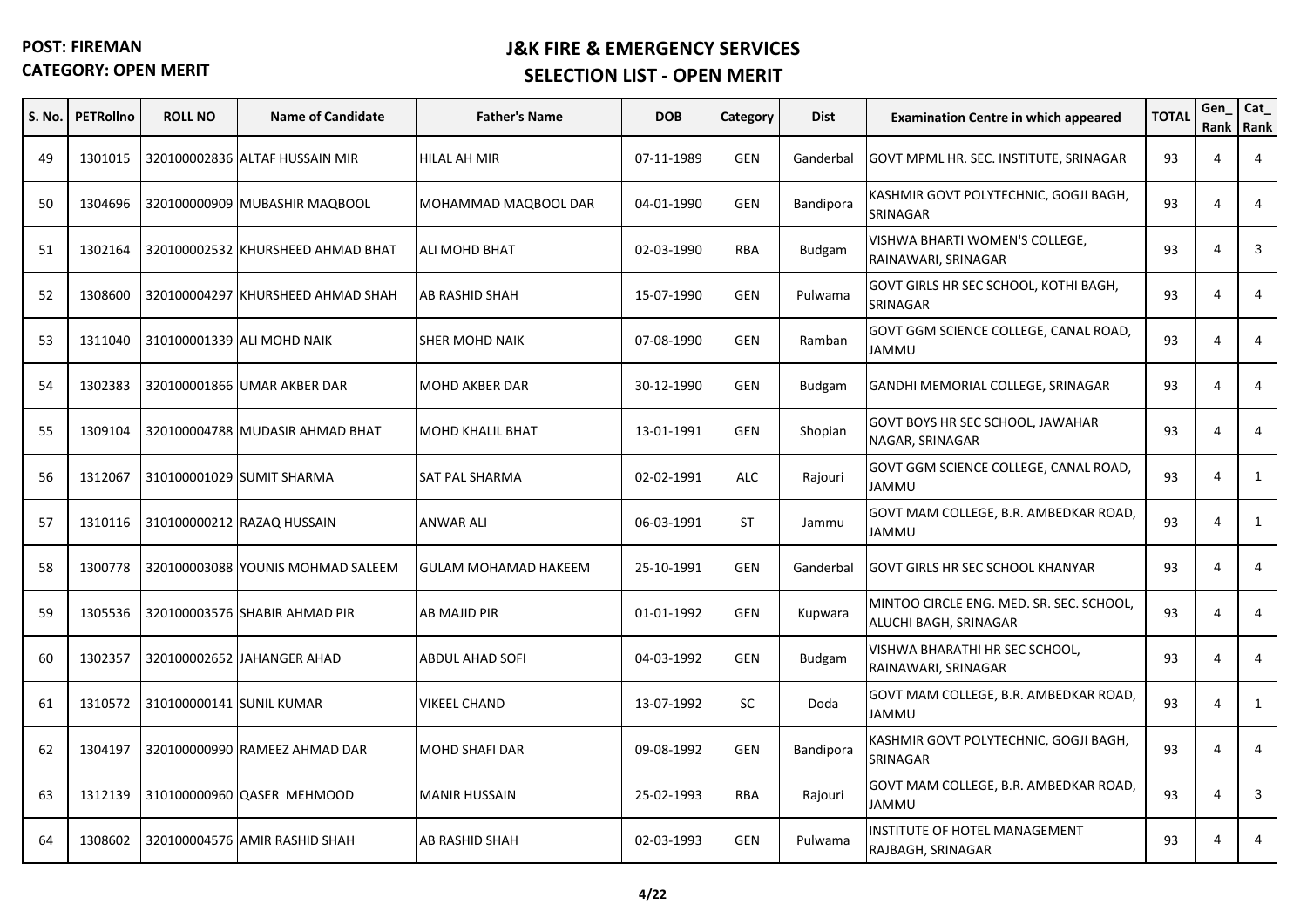**POST: FIREMAN**
**CATEGORY: OPEN MERIT**

## J&K FIRE & EMERGENCY SERVICES
## SELECTION LIST - OPEN MERIT

| S. No. | PETRollno | ROLL NO | Name of Candidate | Father's Name | DOB | Category | Dist | Examination Centre in which appeared | TOTAL | Gen_ Rank | Cat_ Rank |
|---|---|---|---|---|---|---|---|---|---|---|---|
| 49 | 1301015 | 320100002836 | ALTAF HUSSAIN MIR | HILAL AH MIR | 07-11-1989 | GEN | Ganderbal | GOVT MPML HR. SEC. INSTITUTE, SRINAGAR | 93 | 4 | 4 |
| 50 | 1304696 | 320100000909 | MUBASHIR MAQBOOL | MOHAMMAD MAQBOOL DAR | 04-01-1990 | GEN | Bandipora | KASHMIR GOVT POLYTECHNIC, GOGJI BAGH, SRINAGAR | 93 | 4 | 4 |
| 51 | 1302164 | 320100002532 | KHURSHEED AHMAD BHAT | ALI MOHD BHAT | 02-03-1990 | RBA | Budgam | VISHWA BHARTI WOMEN'S COLLEGE, RAINAWARI, SRINAGAR | 93 | 4 | 3 |
| 52 | 1308600 | 320100004297 | KHURSHEED AHMAD SHAH | AB RASHID SHAH | 15-07-1990 | GEN | Pulwama | GOVT GIRLS HR SEC SCHOOL, KOTHI BAGH, SRINAGAR | 93 | 4 | 4 |
| 53 | 1311040 | 310100001339 | ALI MOHD NAIK | SHER MOHD NAIK | 07-08-1990 | GEN | Ramban | GOVT GGM SCIENCE COLLEGE, CANAL ROAD, JAMMU | 93 | 4 | 4 |
| 54 | 1302383 | 320100001866 | UMAR AKBER DAR | MOHD AKBER DAR | 30-12-1990 | GEN | Budgam | GANDHI MEMORIAL COLLEGE, SRINAGAR | 93 | 4 | 4 |
| 55 | 1309104 | 320100004788 | MUDASIR AHMAD BHAT | MOHD KHALIL BHAT | 13-01-1991 | GEN | Shopian | GOVT BOYS HR SEC SCHOOL, JAWAHAR NAGAR, SRINAGAR | 93 | 4 | 4 |
| 56 | 1312067 | 310100001029 | SUMIT SHARMA | SAT PAL SHARMA | 02-02-1991 | ALC | Rajouri | GOVT GGM SCIENCE COLLEGE, CANAL ROAD, JAMMU | 93 | 4 | 1 |
| 57 | 1310116 | 310100000212 | RAZAQ HUSSAIN | ANWAR ALI | 06-03-1991 | ST | Jammu | GOVT MAM COLLEGE, B.R. AMBEDKAR ROAD, JAMMU | 93 | 4 | 1 |
| 58 | 1300778 | 320100003088 | YOUNIS MOHMAD SALEEM | GULAM MOHAMAD HAKEEM | 25-10-1991 | GEN | Ganderbal | GOVT GIRLS HR SEC SCHOOL KHANYAR | 93 | 4 | 4 |
| 59 | 1305536 | 320100003576 | SHABIR AHMAD PIR | AB MAJID PIR | 01-01-1992 | GEN | Kupwara | MINTOO CIRCLE ENG. MED. SR. SEC. SCHOOL, ALUCHI BAGH, SRINAGAR | 93 | 4 | 4 |
| 60 | 1302357 | 320100002652 | JAHANGER AHAD | ABDUL AHAD SOFI | 04-03-1992 | GEN | Budgam | VISHWA BHARATHI HR SEC SCHOOL, RAINAWARI, SRINAGAR | 93 | 4 | 4 |
| 61 | 1310572 | 310100000141 | SUNIL KUMAR | VIKEEL CHAND | 13-07-1992 | SC | Doda | GOVT MAM COLLEGE, B.R. AMBEDKAR ROAD, JAMMU | 93 | 4 | 1 |
| 62 | 1304197 | 320100000990 | RAMEEZ AHMAD DAR | MOHD SHAFI DAR | 09-08-1992 | GEN | Bandipora | KASHMIR GOVT POLYTECHNIC, GOGJI BAGH, SRINAGAR | 93 | 4 | 4 |
| 63 | 1312139 | 310100000960 | QASER MEHMOOD | MANIR HUSSAIN | 25-02-1993 | RBA | Rajouri | GOVT MAM COLLEGE, B.R. AMBEDKAR ROAD, JAMMU | 93 | 4 | 3 |
| 64 | 1308602 | 320100004576 | AMIR RASHID SHAH | AB RASHID SHAH | 02-03-1993 | GEN | Pulwama | INSTITUTE OF HOTEL MANAGEMENT RAJBAGH, SRINAGAR | 93 | 4 | 4 |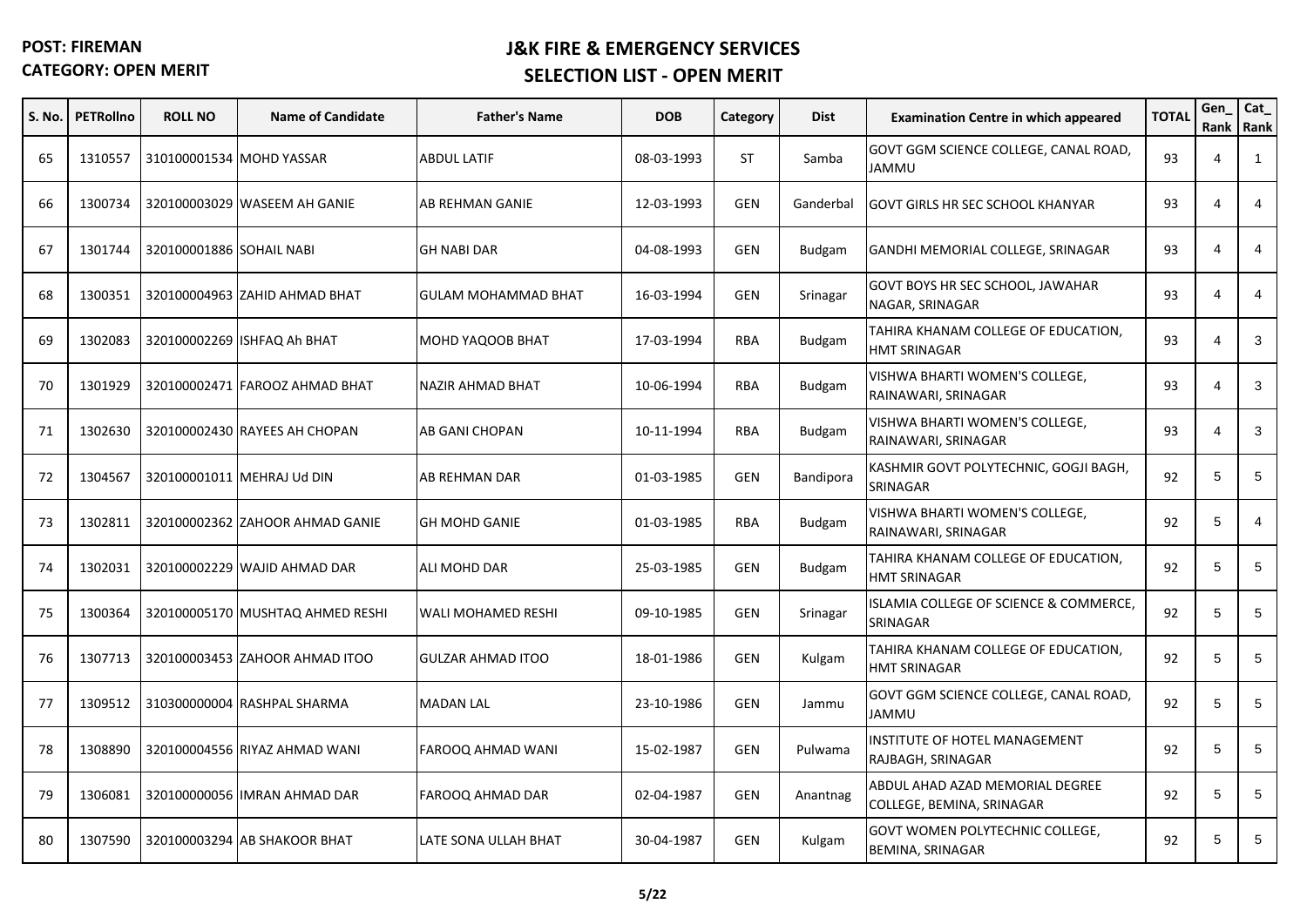**POST: FIREMAN**
**CATEGORY: OPEN MERIT**

## J&K FIRE & EMERGENCY SERVICES
## SELECTION LIST - OPEN MERIT

| S. No. | PETRollno | ROLL NO | Name of Candidate | Father's Name | DOB | Category | Dist | Examination Centre in which appeared | TOTAL | Gen_ Rank | Cat_ Rank |
|---|---|---|---|---|---|---|---|---|---|---|---|
| 65 | 1310557 | 310100001534 | MOHD YASSAR | ABDUL LATIF | 08-03-1993 | ST | Samba | GOVT GGM SCIENCE COLLEGE, CANAL ROAD, JAMMU | 93 | 4 | 1 |
| 66 | 1300734 | 320100003029 | WASEEM AH GANIE | AB REHMAN GANIE | 12-03-1993 | GEN | Ganderbal | GOVT GIRLS HR SEC SCHOOL KHANYAR | 93 | 4 | 4 |
| 67 | 1301744 | 320100001886 | SOHAIL NABI | GH NABI DAR | 04-08-1993 | GEN | Budgam | GANDHI MEMORIAL COLLEGE, SRINAGAR | 93 | 4 | 4 |
| 68 | 1300351 | 320100004963 | ZAHID AHMAD BHAT | GULAM MOHAMMAD BHAT | 16-03-1994 | GEN | Srinagar | GOVT BOYS HR SEC SCHOOL, JAWAHAR NAGAR, SRINAGAR | 93 | 4 | 4 |
| 69 | 1302083 | 320100002269 | ISHFAQ Ah BHAT | MOHD YAQOOB BHAT | 17-03-1994 | RBA | Budgam | TAHIRA KHANAM COLLEGE OF EDUCATION, HMT SRINAGAR | 93 | 4 | 3 |
| 70 | 1301929 | 320100002471 | FAROOZ AHMAD BHAT | NAZIR AHMAD BHAT | 10-06-1994 | RBA | Budgam | VISHWA BHARTI WOMEN'S COLLEGE, RAINAWARI, SRINAGAR | 93 | 4 | 3 |
| 71 | 1302630 | 320100002430 | RAYEES AH CHOPAN | AB GANI CHOPAN | 10-11-1994 | RBA | Budgam | VISHWA BHARTI WOMEN'S COLLEGE, RAINAWARI, SRINAGAR | 93 | 4 | 3 |
| 72 | 1304567 | 320100001011 | MEHRAJ Ud DIN | AB REHMAN DAR | 01-03-1985 | GEN | Bandipora | KASHMIR GOVT POLYTECHNIC, GOGJI BAGH, SRINAGAR | 92 | 5 | 5 |
| 73 | 1302811 | 320100002362 | ZAHOOR AHMAD GANIE | GH MOHD GANIE | 01-03-1985 | RBA | Budgam | VISHWA BHARTI WOMEN'S COLLEGE, RAINAWARI, SRINAGAR | 92 | 5 | 4 |
| 74 | 1302031 | 320100002229 | WAJID AHMAD DAR | ALI MOHD DAR | 25-03-1985 | GEN | Budgam | TAHIRA KHANAM COLLEGE OF EDUCATION, HMT SRINAGAR | 92 | 5 | 5 |
| 75 | 1300364 | 320100005170 | MUSHTAQ AHMED RESHI | WALI MOHAMED RESHI | 09-10-1985 | GEN | Srinagar | ISLAMIA COLLEGE OF SCIENCE & COMMERCE, SRINAGAR | 92 | 5 | 5 |
| 76 | 1307713 | 320100003453 | ZAHOOR AHMAD ITOO | GULZAR AHMAD ITOO | 18-01-1986 | GEN | Kulgam | TAHIRA KHANAM COLLEGE OF EDUCATION, HMT SRINAGAR | 92 | 5 | 5 |
| 77 | 1309512 | 310300000004 | RASHPAL SHARMA | MADAN LAL | 23-10-1986 | GEN | Jammu | GOVT GGM SCIENCE COLLEGE, CANAL ROAD, JAMMU | 92 | 5 | 5 |
| 78 | 1308890 | 320100004556 | RIYAZ AHMAD WANI | FAROOQ AHMAD WANI | 15-02-1987 | GEN | Pulwama | INSTITUTE OF HOTEL MANAGEMENT RAJBAGH, SRINAGAR | 92 | 5 | 5 |
| 79 | 1306081 | 320100000056 | IMRAN AHMAD DAR | FAROOQ AHMAD DAR | 02-04-1987 | GEN | Anantnag | ABDUL AHAD AZAD MEMORIAL DEGREE COLLEGE, BEMINA, SRINAGAR | 92 | 5 | 5 |
| 80 | 1307590 | 320100003294 | AB SHAKOOR BHAT | LATE SONA ULLAH BHAT | 30-04-1987 | GEN | Kulgam | GOVT WOMEN POLYTECHNIC COLLEGE, BEMINA, SRINAGAR | 92 | 5 | 5 |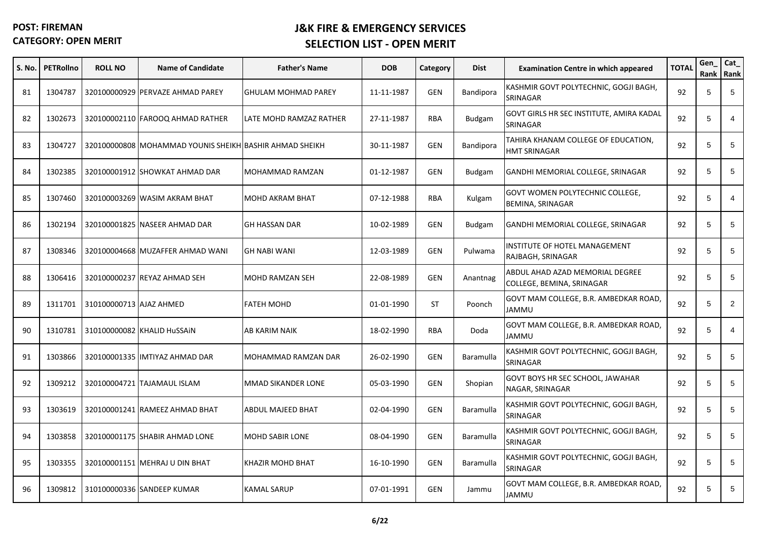**POST: FIREMAN**
**CATEGORY: OPEN MERIT**

# J&K FIRE & EMERGENCY SERVICES
## SELECTION LIST - OPEN MERIT

| S. No. | PETRollno | ROLL NO | Name of Candidate | Father's Name | DOB | Category | Dist | Examination Centre in which appeared | TOTAL | Gen_ Rank | Cat_ Rank |
|---|---|---|---|---|---|---|---|---|---|---|---|
| 81 | 1304787 | 320100000929 | PERVAZE AHMAD PAREY | GHULAM MOHMAD PAREY | 11-11-1987 | GEN | Bandipora | KASHMIR GOVT POLYTECHNIC, GOGJI BAGH, SRINAGAR | 92 | 5 | 5 |
| 82 | 1302673 | 320100002110 | FAROOQ AHMAD RATHER | LATE MOHD RAMZAZ RATHER | 27-11-1987 | RBA | Budgam | GOVT GIRLS HR SEC INSTITUTE, AMIRA KADAL SRINAGAR | 92 | 5 | 4 |
| 83 | 1304727 | 320100000808 | MOHAMMAD YOUNIS SHEIKH | BASHIR AHMAD SHEIKH | 30-11-1987 | GEN | Bandipora | TAHIRA KHANAM COLLEGE OF EDUCATION, HMT SRINAGAR | 92 | 5 | 5 |
| 84 | 1302385 | 320100001912 | SHOWKAT AHMAD DAR | MOHAMMAD RAMZAN | 01-12-1987 | GEN | Budgam | GANDHI MEMORIAL COLLEGE, SRINAGAR | 92 | 5 | 5 |
| 85 | 1307460 | 320100003269 | WASIM AKRAM BHAT | MOHD AKRAM BHAT | 07-12-1988 | RBA | Kulgam | GOVT WOMEN POLYTECHNIC COLLEGE, BEMINA, SRINAGAR | 92 | 5 | 4 |
| 86 | 1302194 | 320100001825 | NASEER AHMAD DAR | GH HASSAN DAR | 10-02-1989 | GEN | Budgam | GANDHI MEMORIAL COLLEGE, SRINAGAR | 92 | 5 | 5 |
| 87 | 1308346 | 320100004668 | MUZAFFER AHMAD WANI | GH NABI WANI | 12-03-1989 | GEN | Pulwama | INSTITUTE OF HOTEL MANAGEMENT RAJBAGH, SRINAGAR | 92 | 5 | 5 |
| 88 | 1306416 | 320100000237 | REYAZ AHMAD SEH | MOHD RAMZAN SEH | 22-08-1989 | GEN | Anantnag | ABDUL AHAD AZAD MEMORIAL DEGREE COLLEGE, BEMINA, SRINAGAR | 92 | 5 | 5 |
| 89 | 1311701 | 310100000713 | AJAZ AHMED | FATEH MOHD | 01-01-1990 | ST | Poonch | GOVT MAM COLLEGE, B.R. AMBEDKAR ROAD, JAMMU | 92 | 5 | 2 |
| 90 | 1310781 | 310100000082 | KHALID HuSSAiN | AB KARIM NAIK | 18-02-1990 | RBA | Doda | GOVT MAM COLLEGE, B.R. AMBEDKAR ROAD, JAMMU | 92 | 5 | 4 |
| 91 | 1303866 | 320100001335 | IMTIYAZ AHMAD DAR | MOHAMMAD RAMZAN DAR | 26-02-1990 | GEN | Baramulla | KASHMIR GOVT POLYTECHNIC, GOGJI BAGH, SRINAGAR | 92 | 5 | 5 |
| 92 | 1309212 | 320100004721 | TAJAMAUL ISLAM | MMAD SIKANDER LONE | 05-03-1990 | GEN | Shopian | GOVT BOYS HR SEC SCHOOL, JAWAHAR NAGAR, SRINAGAR | 92 | 5 | 5 |
| 93 | 1303619 | 320100001241 | RAMEEZ AHMAD BHAT | ABDUL MAJEED BHAT | 02-04-1990 | GEN | Baramulla | KASHMIR GOVT POLYTECHNIC, GOGJI BAGH, SRINAGAR | 92 | 5 | 5 |
| 94 | 1303858 | 320100001175 | SHABIR AHMAD LONE | MOHD SABIR LONE | 08-04-1990 | GEN | Baramulla | KASHMIR GOVT POLYTECHNIC, GOGJI BAGH, SRINAGAR | 92 | 5 | 5 |
| 95 | 1303355 | 320100001151 | MEHRAJ U DIN BHAT | KHAZIR MOHD BHAT | 16-10-1990 | GEN | Baramulla | KASHMIR GOVT POLYTECHNIC, GOGJI BAGH, SRINAGAR | 92 | 5 | 5 |
| 96 | 1309812 | 310100000336 | SANDEEP KUMAR | KAMAL SARUP | 07-01-1991 | GEN | Jammu | GOVT MAM COLLEGE, B.R. AMBEDKAR ROAD, JAMMU | 92 | 5 | 5 |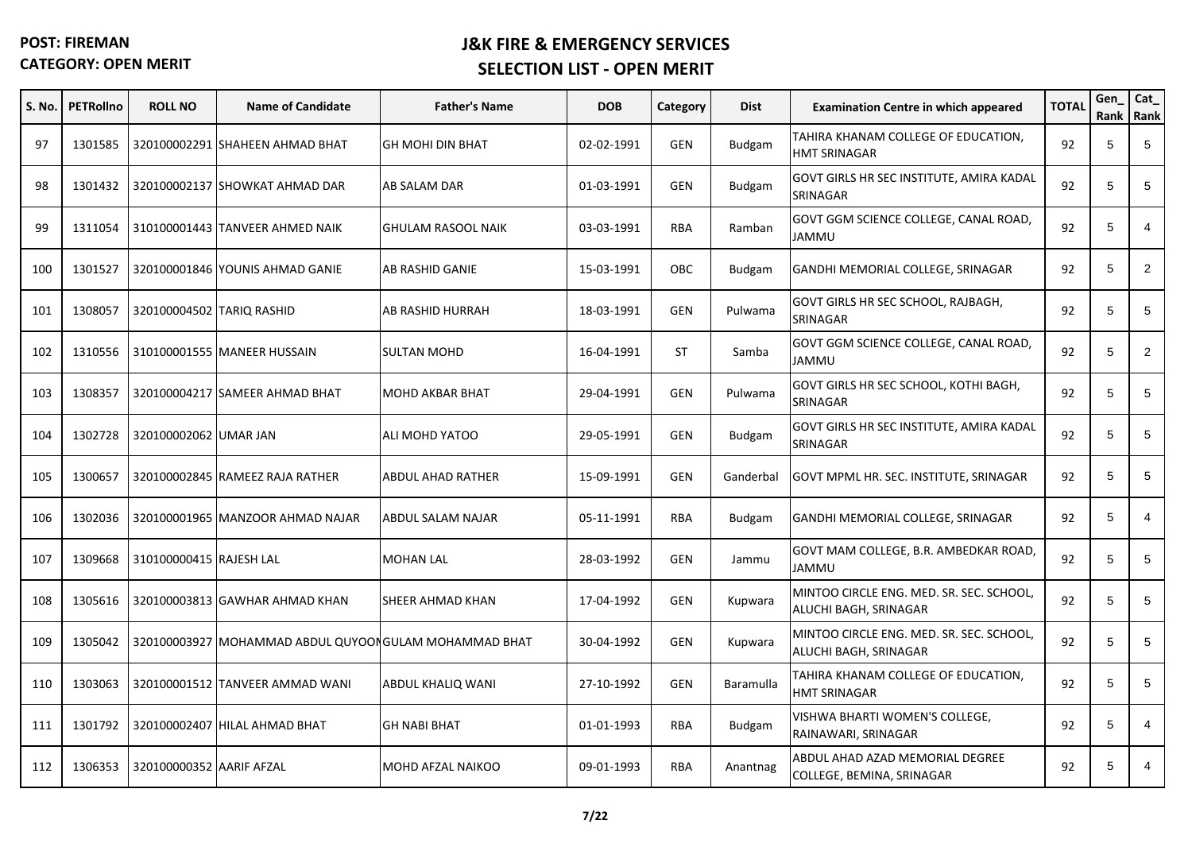**POST: FIREMAN**
**CATEGORY: OPEN MERIT**

## J&K FIRE & EMERGENCY SERVICES
## SELECTION LIST - OPEN MERIT

| S. No. | PETRollno | ROLL NO | Name of Candidate | Father's Name | DOB | Category | Dist | Examination Centre in which appeared | TOTAL | Gen_ Rank | Cat_ Rank |
|---|---|---|---|---|---|---|---|---|---|---|---|
| 97 | 1301585 | 320100002291 | SHAHEEN AHMAD BHAT | GH MOHI DIN BHAT | 02-02-1991 | GEN | Budgam | TAHIRA KHANAM COLLEGE OF EDUCATION, HMT SRINAGAR | 92 | 5 | 5 |
| 98 | 1301432 | 320100002137 | SHOWKAT AHMAD DAR | AB SALAM DAR | 01-03-1991 | GEN | Budgam | GOVT GIRLS HR SEC INSTITUTE, AMIRA KADAL SRINAGAR | 92 | 5 | 5 |
| 99 | 1311054 | 310100001443 | TANVEER AHMED NAIK | GHULAM RASOOL NAIK | 03-03-1991 | RBA | Ramban | GOVT GGM SCIENCE COLLEGE, CANAL ROAD, JAMMU | 92 | 5 | 4 |
| 100 | 1301527 | 320100001846 | YOUNIS AHMAD GANIE | AB RASHID GANIE | 15-03-1991 | OBC | Budgam | GANDHI MEMORIAL COLLEGE, SRINAGAR | 92 | 5 | 2 |
| 101 | 1308057 | 320100004502 | TARIQ RASHID | AB RASHID HURRAH | 18-03-1991 | GEN | Pulwama | GOVT GIRLS HR SEC SCHOOL, RAJBAGH, SRINAGAR | 92 | 5 | 5 |
| 102 | 1310556 | 310100001555 | MANEER HUSSAIN | SULTAN MOHD | 16-04-1991 | ST | Samba | GOVT GGM SCIENCE COLLEGE, CANAL ROAD, JAMMU | 92 | 5 | 2 |
| 103 | 1308357 | 320100004217 | SAMEER AHMAD BHAT | MOHD AKBAR BHAT | 29-04-1991 | GEN | Pulwama | GOVT GIRLS HR SEC SCHOOL, KOTHI BAGH, SRINAGAR | 92 | 5 | 5 |
| 104 | 1302728 | 320100002062 | UMAR JAN | ALI MOHD YATOO | 29-05-1991 | GEN | Budgam | GOVT GIRLS HR SEC INSTITUTE, AMIRA KADAL SRINAGAR | 92 | 5 | 5 |
| 105 | 1300657 | 320100002845 | RAMEEZ RAJA RATHER | ABDUL AHAD RATHER | 15-09-1991 | GEN | Ganderbal | GOVT MPML HR. SEC. INSTITUTE, SRINAGAR | 92 | 5 | 5 |
| 106 | 1302036 | 320100001965 | MANZOOR AHMAD NAJAR | ABDUL SALAM NAJAR | 05-11-1991 | RBA | Budgam | GANDHI MEMORIAL COLLEGE, SRINAGAR | 92 | 5 | 4 |
| 107 | 1309668 | 310100000415 | RAJESH LAL | MOHAN LAL | 28-03-1992 | GEN | Jammu | GOVT MAM COLLEGE, B.R. AMBEDKAR ROAD, JAMMU | 92 | 5 | 5 |
| 108 | 1305616 | 320100003813 | GAWHAR AHMAD KHAN | SHEER AHMAD KHAN | 17-04-1992 | GEN | Kupwara | MINTOO CIRCLE ENG. MED. SR. SEC. SCHOOL, ALUCHI BAGH, SRINAGAR | 92 | 5 | 5 |
| 109 | 1305042 | 320100003927 | MOHAMMAD ABDUL QUYOOM | GULAM MOHAMMAD BHAT | 30-04-1992 | GEN | Kupwara | MINTOO CIRCLE ENG. MED. SR. SEC. SCHOOL, ALUCHI BAGH, SRINAGAR | 92 | 5 | 5 |
| 110 | 1303063 | 320100001512 | TANVEER AMMAD WANI | ABDUL KHALIQ WANI | 27-10-1992 | GEN | Baramulla | TAHIRA KHANAM COLLEGE OF EDUCATION, HMT SRINAGAR | 92 | 5 | 5 |
| 111 | 1301792 | 320100002407 | HILAL AHMAD BHAT | GH NABI BHAT | 01-01-1993 | RBA | Budgam | VISHWA BHARTI WOMEN'S COLLEGE, RAINAWARI, SRINAGAR | 92 | 5 | 4 |
| 112 | 1306353 | 320100000352 | AARIF AFZAL | MOHD AFZAL NAIKOO | 09-01-1993 | RBA | Anantnag | ABDUL AHAD AZAD MEMORIAL DEGREE COLLEGE, BEMINA, SRINAGAR | 92 | 5 | 4 |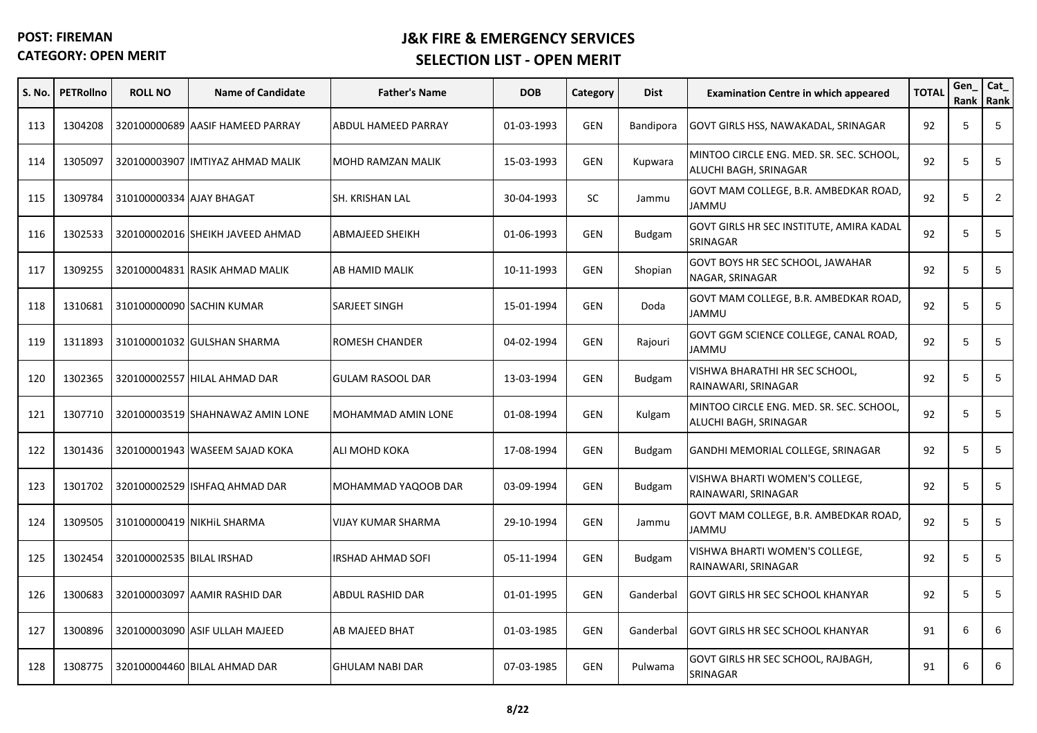**POST: FIREMAN**
**CATEGORY: OPEN MERIT**

## J&K FIRE & EMERGENCY SERVICES
## SELECTION LIST - OPEN MERIT

| S. No. | PETRollno | ROLL NO | Name of Candidate | Father's Name | DOB | Category | Dist | Examination Centre in which appeared | TOTAL | Gen_ Rank | Cat_ Rank |
|---|---|---|---|---|---|---|---|---|---|---|---|
| 113 | 1304208 | 320100000689 | AASIF HAMEED PARRAY | ABDUL HAMEED PARRAY | 01-03-1993 | GEN | Bandipora | GOVT GIRLS HSS, NAWAKADAL, SRINAGAR | 92 | 5 | 5 |
| 114 | 1305097 | 320100003907 | IMTIYAZ AHMAD MALIK | MOHD RAMZAN MALIK | 15-03-1993 | GEN | Kupwara | MINTOO CIRCLE ENG. MED. SR. SEC. SCHOOL, ALUCHI BAGH, SRINAGAR | 92 | 5 | 5 |
| 115 | 1309784 | 310100000334 | AJAY BHAGAT | SH. KRISHAN LAL | 30-04-1993 | SC | Jammu | GOVT MAM COLLEGE, B.R. AMBEDKAR ROAD, JAMMU | 92 | 5 | 2 |
| 116 | 1302533 | 320100002016 | SHEIKH JAVEED AHMAD | ABMAJEED SHEIKH | 01-06-1993 | GEN | Budgam | GOVT GIRLS HR SEC INSTITUTE, AMIRA KADAL SRINAGAR | 92 | 5 | 5 |
| 117 | 1309255 | 320100004831 | RASIK AHMAD MALIK | AB HAMID MALIK | 10-11-1993 | GEN | Shopian | GOVT BOYS HR SEC SCHOOL, JAWAHAR NAGAR, SRINAGAR | 92 | 5 | 5 |
| 118 | 1310681 | 310100000090 | SACHIN KUMAR | SARJEET SINGH | 15-01-1994 | GEN | Doda | GOVT MAM COLLEGE, B.R. AMBEDKAR ROAD, JAMMU | 92 | 5 | 5 |
| 119 | 1311893 | 310100001032 | GULSHAN SHARMA | ROMESH CHANDER | 04-02-1994 | GEN | Rajouri | GOVT GGM SCIENCE COLLEGE, CANAL ROAD, JAMMU | 92 | 5 | 5 |
| 120 | 1302365 | 320100002557 | HILAL AHMAD DAR | GULAM RASOOL DAR | 13-03-1994 | GEN | Budgam | VISHWA BHARATHI HR SEC SCHOOL, RAINAWARI, SRINAGAR | 92 | 5 | 5 |
| 121 | 1307710 | 320100003519 | SHAHNAWAZ AMIN LONE | MOHAMMAD AMIN LONE | 01-08-1994 | GEN | Kulgam | MINTOO CIRCLE ENG. MED. SR. SEC. SCHOOL, ALUCHI BAGH, SRINAGAR | 92 | 5 | 5 |
| 122 | 1301436 | 320100001943 | WASEEM SAJAD KOKA | ALI MOHD KOKA | 17-08-1994 | GEN | Budgam | GANDHI MEMORIAL COLLEGE, SRINAGAR | 92 | 5 | 5 |
| 123 | 1301702 | 320100002529 | ISHFAQ AHMAD DAR | MOHAMMAD YAQOOB DAR | 03-09-1994 | GEN | Budgam | VISHWA BHARTI WOMEN'S COLLEGE, RAINAWARI, SRINAGAR | 92 | 5 | 5 |
| 124 | 1309505 | 310100000419 | NIKHiL SHARMA | VIJAY KUMAR SHARMA | 29-10-1994 | GEN | Jammu | GOVT MAM COLLEGE, B.R. AMBEDKAR ROAD, JAMMU | 92 | 5 | 5 |
| 125 | 1302454 | 320100002535 | BILAL IRSHAD | IRSHAD AHMAD SOFI | 05-11-1994 | GEN | Budgam | VISHWA BHARTI WOMEN'S COLLEGE, RAINAWARI, SRINAGAR | 92 | 5 | 5 |
| 126 | 1300683 | 320100003097 | AAMIR RASHID DAR | ABDUL RASHID DAR | 01-01-1995 | GEN | Ganderbal | GOVT GIRLS HR SEC SCHOOL KHANYAR | 92 | 5 | 5 |
| 127 | 1300896 | 320100003090 | ASIF ULLAH MAJEED | AB MAJEED BHAT | 01-03-1985 | GEN | Ganderbal | GOVT GIRLS HR SEC SCHOOL KHANYAR | 91 | 6 | 6 |
| 128 | 1308775 | 320100004460 | BILAL AHMAD DAR | GHULAM NABI DAR | 07-03-1985 | GEN | Pulwama | GOVT GIRLS HR SEC SCHOOL, RAJBAGH, SRINAGAR | 91 | 6 | 6 |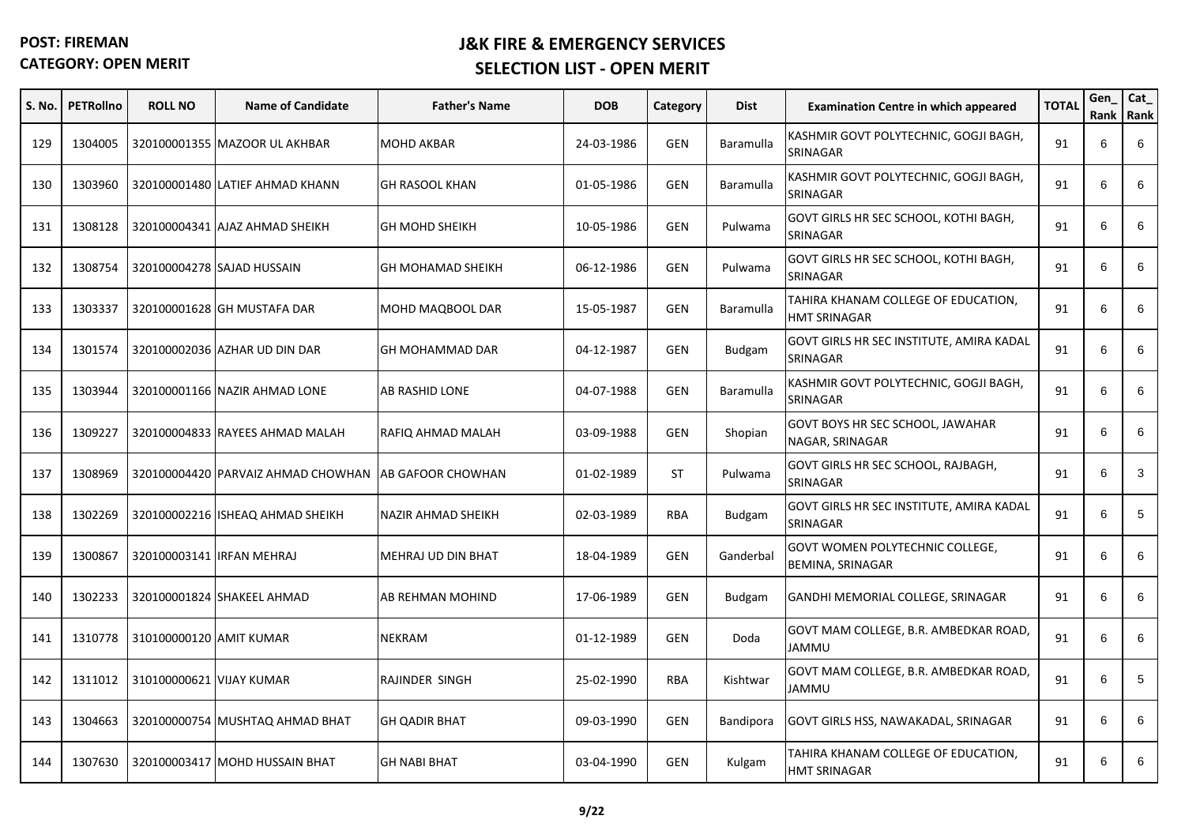**POST: FIREMAN**
**CATEGORY: OPEN MERIT**

## J&K FIRE & EMERGENCY SERVICES
## SELECTION LIST - OPEN MERIT

| S. No. | PETRollno | ROLL NO | Name of Candidate | Father's Name | DOB | Category | Dist | Examination Centre in which appeared | TOTAL | Gen_ Rank | Cat_ Rank |
|---|---|---|---|---|---|---|---|---|---|---|---|
| 129 | 1304005 | 320100001355 | MAZOOR UL AKHBAR | MOHD AKBAR | 24-03-1986 | GEN | Baramulla | KASHMIR GOVT POLYTECHNIC, GOGJI BAGH, SRINAGAR | 91 | 6 | 6 |
| 130 | 1303960 | 320100001480 | LATIEF AHMAD KHANN | GH RASOOL KHAN | 01-05-1986 | GEN | Baramulla | KASHMIR GOVT POLYTECHNIC, GOGJI BAGH, SRINAGAR | 91 | 6 | 6 |
| 131 | 1308128 | 320100004341 | AJAZ AHMAD SHEIKH | GH MOHD SHEIKH | 10-05-1986 | GEN | Pulwama | GOVT GIRLS HR SEC SCHOOL, KOTHI BAGH, SRINAGAR | 91 | 6 | 6 |
| 132 | 1308754 | 320100004278 | SAJAD HUSSAIN | GH MOHAMAD SHEIKH | 06-12-1986 | GEN | Pulwama | GOVT GIRLS HR SEC SCHOOL, KOTHI BAGH, SRINAGAR | 91 | 6 | 6 |
| 133 | 1303337 | 320100001628 | GH MUSTAFA DAR | MOHD MAQBOOL DAR | 15-05-1987 | GEN | Baramulla | TAHIRA KHANAM COLLEGE OF EDUCATION, HMT SRINAGAR | 91 | 6 | 6 |
| 134 | 1301574 | 320100002036 | AZHAR UD DIN DAR | GH MOHAMMAD DAR | 04-12-1987 | GEN | Budgam | GOVT GIRLS HR SEC INSTITUTE, AMIRA KADAL SRINAGAR | 91 | 6 | 6 |
| 135 | 1303944 | 320100001166 | NAZIR AHMAD LONE | AB RASHID LONE | 04-07-1988 | GEN | Baramulla | KASHMIR GOVT POLYTECHNIC, GOGJI BAGH, SRINAGAR | 91 | 6 | 6 |
| 136 | 1309227 | 320100004833 | RAYEES AHMAD MALAH | RAFIQ AHMAD MALAH | 03-09-1988 | GEN | Shopian | GOVT BOYS HR SEC SCHOOL, JAWAHAR NAGAR, SRINAGAR | 91 | 6 | 6 |
| 137 | 1308969 | 320100004420 | PARVAIZ AHMAD CHOWHAN | AB GAFOOR CHOWHAN | 01-02-1989 | ST | Pulwama | GOVT GIRLS HR SEC SCHOOL, RAJBAGH, SRINAGAR | 91 | 6 | 3 |
| 138 | 1302269 | 320100002216 | ISHEAQ AHMAD SHEIKH | NAZIR AHMAD SHEIKH | 02-03-1989 | RBA | Budgam | GOVT GIRLS HR SEC INSTITUTE, AMIRA KADAL SRINAGAR | 91 | 6 | 5 |
| 139 | 1300867 | 320100003141 | IRFAN MEHRAJ | MEHRAJ UD DIN BHAT | 18-04-1989 | GEN | Ganderbal | GOVT WOMEN POLYTECHNIC COLLEGE, BEMINA, SRINAGAR | 91 | 6 | 6 |
| 140 | 1302233 | 320100001824 | SHAKEEL AHMAD | AB REHMAN MOHIND | 17-06-1989 | GEN | Budgam | GANDHI MEMORIAL COLLEGE, SRINAGAR | 91 | 6 | 6 |
| 141 | 1310778 | 310100000120 | AMIT KUMAR | NEKRAM | 01-12-1989 | GEN | Doda | GOVT MAM COLLEGE, B.R. AMBEDKAR ROAD, JAMMU | 91 | 6 | 6 |
| 142 | 1311012 | 310100000621 | VIJAY KUMAR | RAJINDER SINGH | 25-02-1990 | RBA | Kishtwar | GOVT MAM COLLEGE, B.R. AMBEDKAR ROAD, JAMMU | 91 | 6 | 5 |
| 143 | 1304663 | 320100000754 | MUSHTAQ AHMAD BHAT | GH QADIR BHAT | 09-03-1990 | GEN | Bandipora | GOVT GIRLS HSS, NAWAKADAL, SRINAGAR | 91 | 6 | 6 |
| 144 | 1307630 | 320100003417 | MOHD HUSSAIN BHAT | GH NABI BHAT | 03-04-1990 | GEN | Kulgam | TAHIRA KHANAM COLLEGE OF EDUCATION, HMT SRINAGAR | 91 | 6 | 6 |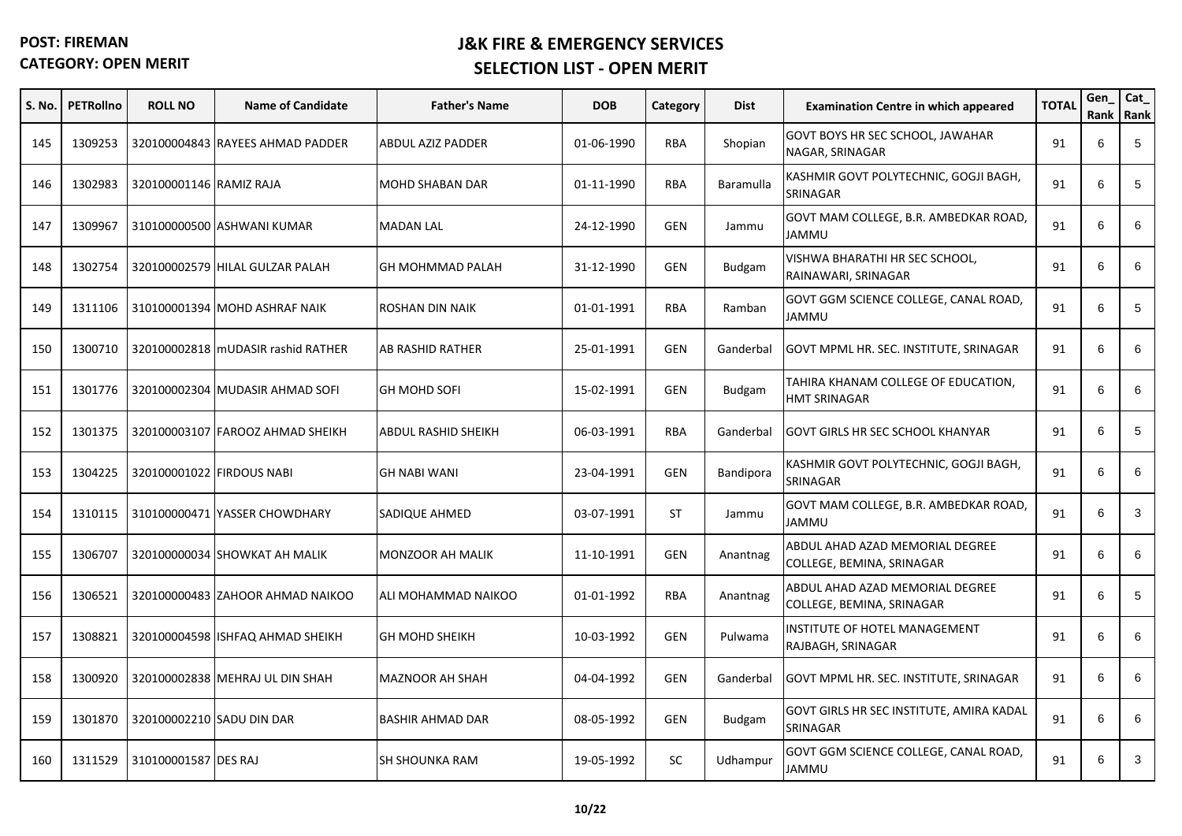**POST: FIREMAN**
**CATEGORY: OPEN MERIT**

## J&K FIRE & EMERGENCY SERVICES
## SELECTION LIST - OPEN MERIT

| S. No. | PETRollno | ROLL NO | Name of Candidate | Father's Name | DOB | Category | Dist | Examination Centre in which appeared | TOTAL | Gen_ Rank | Cat_ Rank |
|---|---|---|---|---|---|---|---|---|---|---|---|
| 145 | 1309253 | 320100004843 | RAYEES AHMAD PADDER | ABDUL AZIZ PADDER | 01-06-1990 | RBA | Shopian | GOVT BOYS HR SEC SCHOOL, JAWAHAR NAGAR, SRINAGAR | 91 | 6 | 5 |
| 146 | 1302983 | 320100001146 | RAMIZ RAJA | MOHD SHABAN DAR | 01-11-1990 | RBA | Baramulla | KASHMIR GOVT POLYTECHNIC, GOGJI BAGH, SRINAGAR | 91 | 6 | 5 |
| 147 | 1309967 | 310100000500 | ASHWANI KUMAR | MADAN LAL | 24-12-1990 | GEN | Jammu | GOVT MAM COLLEGE, B.R. AMBEDKAR ROAD, JAMMU | 91 | 6 | 6 |
| 148 | 1302754 | 320100002579 | HILAL GULZAR PALAH | GH MOHMMAD PALAH | 31-12-1990 | GEN | Budgam | VISHWA BHARATHI HR SEC SCHOOL, RAINAWARI, SRINAGAR | 91 | 6 | 6 |
| 149 | 1311106 | 310100001394 | MOHD ASHRAF NAIK | ROSHAN DIN NAIK | 01-01-1991 | RBA | Ramban | GOVT GGM SCIENCE COLLEGE, CANAL ROAD, JAMMU | 91 | 6 | 5 |
| 150 | 1300710 | 320100002818 | mUDASIR rashid RATHER | AB RASHID RATHER | 25-01-1991 | GEN | Ganderbal | GOVT MPML HR. SEC. INSTITUTE, SRINAGAR | 91 | 6 | 6 |
| 151 | 1301776 | 320100002304 | MUDASIR AHMAD SOFI | GH MOHD SOFI | 15-02-1991 | GEN | Budgam | TAHIRA KHANAM COLLEGE OF EDUCATION, HMT SRINAGAR | 91 | 6 | 6 |
| 152 | 1301375 | 320100003107 | FAROOZ AHMAD SHEIKH | ABDUL RASHID SHEIKH | 06-03-1991 | RBA | Ganderbal | GOVT GIRLS HR SEC SCHOOL KHANYAR | 91 | 6 | 5 |
| 153 | 1304225 | 320100001022 | FIRDOUS NABI | GH NABI WANI | 23-04-1991 | GEN | Bandipora | KASHMIR GOVT POLYTECHNIC, GOGJI BAGH, SRINAGAR | 91 | 6 | 6 |
| 154 | 1310115 | 310100000471 | YASSER CHOWDHARY | SADIQUE AHMED | 03-07-1991 | ST | Jammu | GOVT MAM COLLEGE, B.R. AMBEDKAR ROAD, JAMMU | 91 | 6 | 3 |
| 155 | 1306707 | 320100000034 | SHOWKAT AH MALIK | MONZOOR AH MALIK | 11-10-1991 | GEN | Anantnag | ABDUL AHAD AZAD MEMORIAL DEGREE COLLEGE, BEMINA, SRINAGAR | 91 | 6 | 6 |
| 156 | 1306521 | 320100000483 | ZAHOOR AHMAD NAIKOO | ALI MOHAMMAD NAIKOO | 01-01-1992 | RBA | Anantnag | ABDUL AHAD AZAD MEMORIAL DEGREE COLLEGE, BEMINA, SRINAGAR | 91 | 6 | 5 |
| 157 | 1308821 | 320100004598 | ISHFAQ AHMAD SHEIKH | GH MOHD SHEIKH | 10-03-1992 | GEN | Pulwama | INSTITUTE OF HOTEL MANAGEMENT RAJBAGH, SRINAGAR | 91 | 6 | 6 |
| 158 | 1300920 | 320100002838 | MEHRAJ UL DIN SHAH | MAZNOOR AH SHAH | 04-04-1992 | GEN | Ganderbal | GOVT MPML HR. SEC. INSTITUTE, SRINAGAR | 91 | 6 | 6 |
| 159 | 1301870 | 320100002210 | SADU DIN DAR | BASHIR AHMAD DAR | 08-05-1992 | GEN | Budgam | GOVT GIRLS HR SEC INSTITUTE, AMIRA KADAL SRINAGAR | 91 | 6 | 6 |
| 160 | 1311529 | 310100001587 | DES RAJ | SH SHOUNKA RAM | 19-05-1992 | SC | Udhampur | GOVT GGM SCIENCE COLLEGE, CANAL ROAD, JAMMU | 91 | 6 | 3 |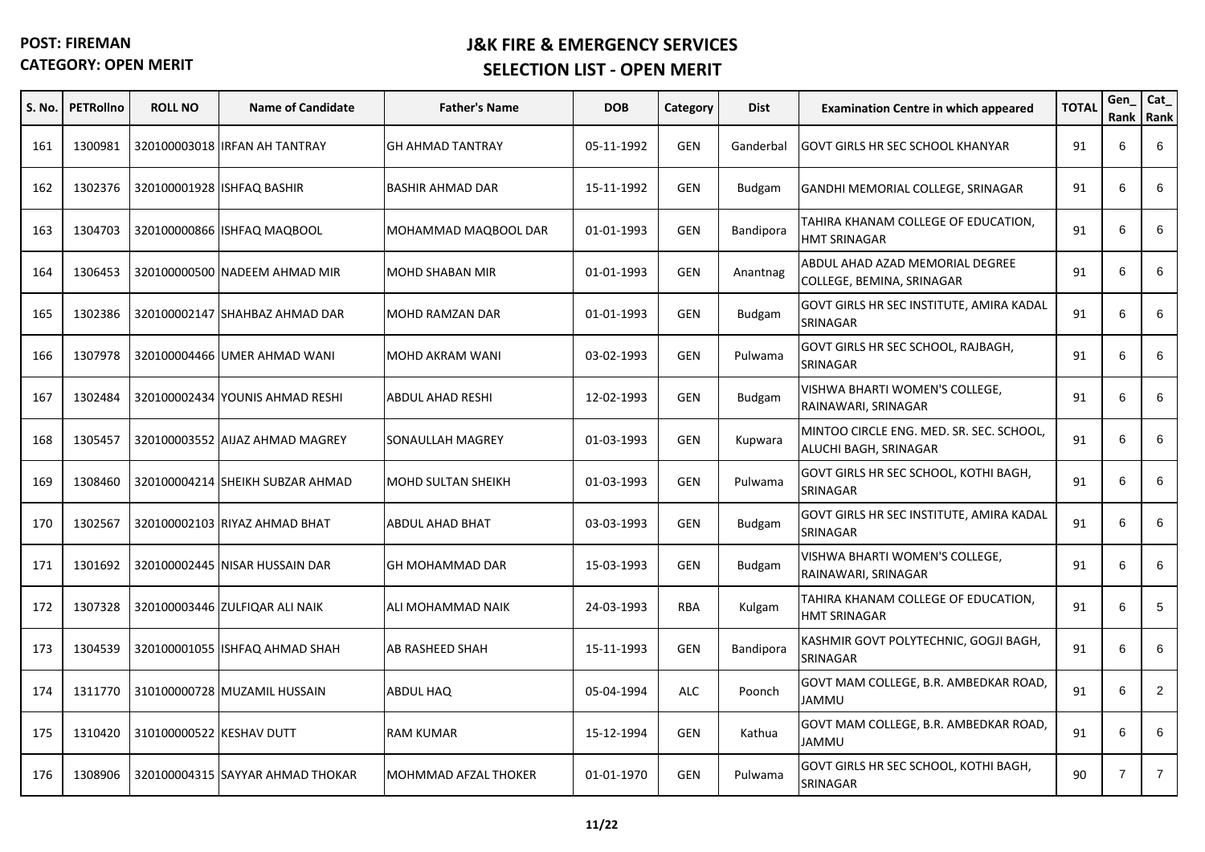**POST: FIREMAN**
**CATEGORY: OPEN MERIT**

## J&K FIRE & EMERGENCY SERVICES
## SELECTION LIST - OPEN MERIT

| S. No. | PETRollno | ROLL NO | Name of Candidate | Father's Name | DOB | Category | Dist | Examination Centre in which appeared | TOTAL | Gen_ Rank | Cat_ Rank |
|---|---|---|---|---|---|---|---|---|---|---|---|
| 161 | 1300981 | 320100003018 | IRFAN AH TANTRAY | GH AHMAD TANTRAY | 05-11-1992 | GEN | Ganderbal | GOVT GIRLS HR SEC SCHOOL KHANYAR | 91 | 6 | 6 |
| 162 | 1302376 | 320100001928 | ISHFAQ BASHIR | BASHIR AHMAD DAR | 15-11-1992 | GEN | Budgam | GANDHI MEMORIAL COLLEGE, SRINAGAR | 91 | 6 | 6 |
| 163 | 1304703 | 320100000866 | ISHFAQ MAQBOOL | MOHAMMAD MAQBOOL DAR | 01-01-1993 | GEN | Bandipora | TAHIRA KHANAM COLLEGE OF EDUCATION, HMT SRINAGAR | 91 | 6 | 6 |
| 164 | 1306453 | 320100000500 | NADEEM AHMAD MIR | MOHD SHABAN MIR | 01-01-1993 | GEN | Anantnag | ABDUL AHAD AZAD MEMORIAL DEGREE COLLEGE, BEMINA, SRINAGAR | 91 | 6 | 6 |
| 165 | 1302386 | 320100002147 | SHAHBAZ AHMAD DAR | MOHD RAMZAN DAR | 01-01-1993 | GEN | Budgam | GOVT GIRLS HR SEC INSTITUTE, AMIRA KADAL SRINAGAR | 91 | 6 | 6 |
| 166 | 1307978 | 320100004466 | UMER AHMAD WANI | MOHD AKRAM WANI | 03-02-1993 | GEN | Pulwama | GOVT GIRLS HR SEC SCHOOL, RAJBAGH, SRINAGAR | 91 | 6 | 6 |
| 167 | 1302484 | 320100002434 | YOUNIS AHMAD RESHI | ABDUL AHAD RESHI | 12-02-1993 | GEN | Budgam | VISHWA BHARTI WOMEN'S COLLEGE, RAINAWARI, SRINAGAR | 91 | 6 | 6 |
| 168 | 1305457 | 320100003552 | AIJAZ AHMAD MAGREY | SONAULLAH MAGREY | 01-03-1993 | GEN | Kupwara | MINTOO CIRCLE ENG. MED. SR. SEC. SCHOOL, ALUCHI BAGH, SRINAGAR | 91 | 6 | 6 |
| 169 | 1308460 | 320100004214 | SHEIKH SUBZAR AHMAD | MOHD SULTAN SHEIKH | 01-03-1993 | GEN | Pulwama | GOVT GIRLS HR SEC SCHOOL, KOTHI BAGH, SRINAGAR | 91 | 6 | 6 |
| 170 | 1302567 | 320100002103 | RIYAZ AHMAD BHAT | ABDUL AHAD BHAT | 03-03-1993 | GEN | Budgam | GOVT GIRLS HR SEC INSTITUTE, AMIRA KADAL SRINAGAR | 91 | 6 | 6 |
| 171 | 1301692 | 320100002445 | NISAR HUSSAIN DAR | GH MOHAMMAD DAR | 15-03-1993 | GEN | Budgam | VISHWA BHARTI WOMEN'S COLLEGE, RAINAWARI, SRINAGAR | 91 | 6 | 6 |
| 172 | 1307328 | 320100003446 | ZULFIQAR ALI NAIK | ALI MOHAMMAD NAIK | 24-03-1993 | RBA | Kulgam | TAHIRA KHANAM COLLEGE OF EDUCATION, HMT SRINAGAR | 91 | 6 | 5 |
| 173 | 1304539 | 320100001055 | ISHFAQ AHMAD SHAH | AB RASHEED SHAH | 15-11-1993 | GEN | Bandipora | KASHMIR GOVT POLYTECHNIC, GOGJI BAGH, SRINAGAR | 91 | 6 | 6 |
| 174 | 1311770 | 310100000728 | MUZAMIL HUSSAIN | ABDUL HAQ | 05-04-1994 | ALC | Poonch | GOVT MAM COLLEGE, B.R. AMBEDKAR ROAD, JAMMU | 91 | 6 | 2 |
| 175 | 1310420 | 310100000522 | KESHAV DUTT | RAM KUMAR | 15-12-1994 | GEN | Kathua | GOVT MAM COLLEGE, B.R. AMBEDKAR ROAD, JAMMU | 91 | 6 | 6 |
| 176 | 1308906 | 320100004315 | SAYYAR AHMAD THOKAR | MOHMMAD AFZAL THOKER | 01-01-1970 | GEN | Pulwama | GOVT GIRLS HR SEC SCHOOL, KOTHI BAGH, SRINAGAR | 90 | 7 | 7 |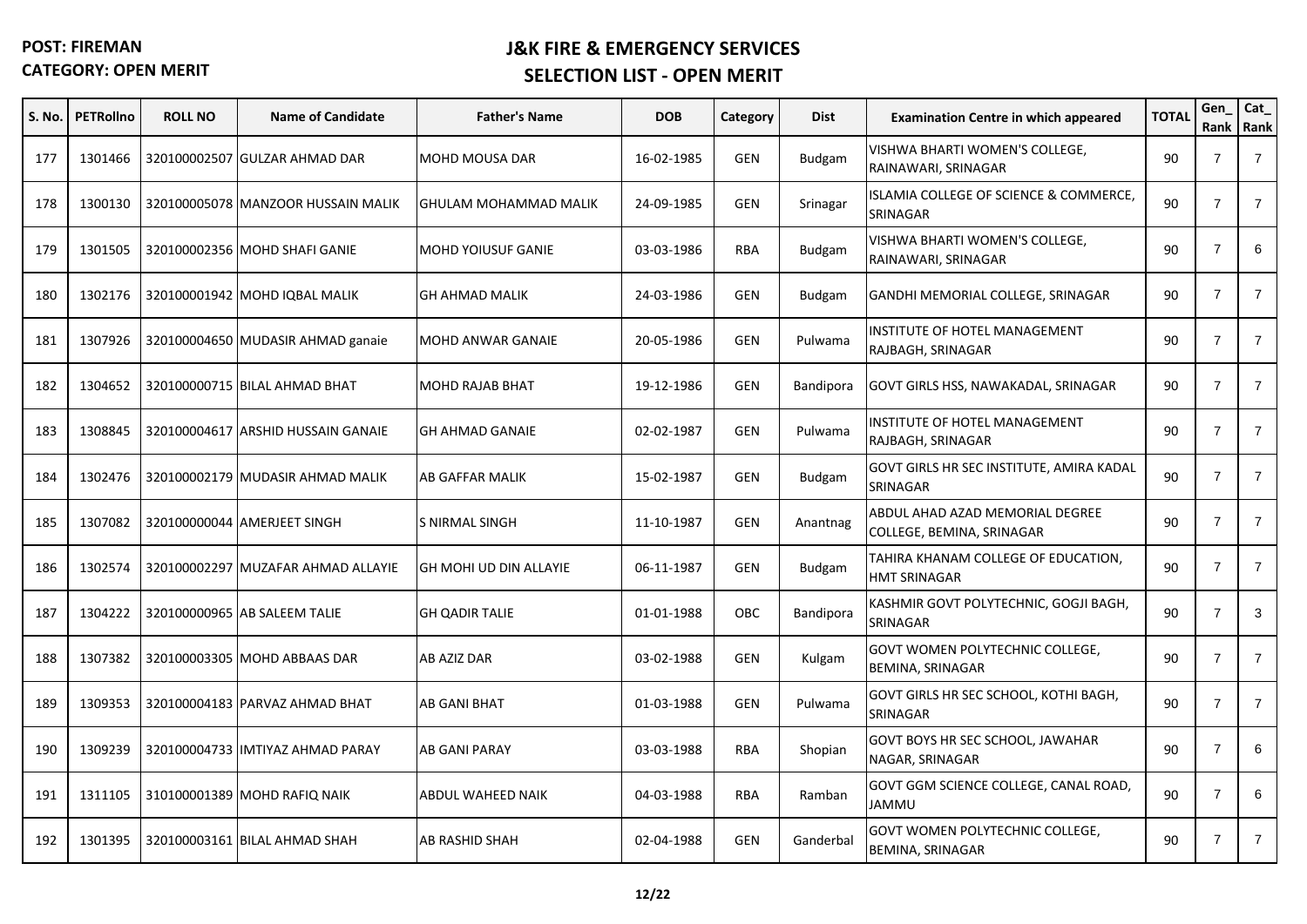**POST: FIREMAN**
**CATEGORY: OPEN MERIT**

## J&K FIRE & EMERGENCY SERVICES
## SELECTION LIST - OPEN MERIT

| S. No. | PETRollno | ROLL NO | Name of Candidate | Father's Name | DOB | Category | Dist | Examination Centre in which appeared | TOTAL | Gen_ Rank | Cat_ Rank |
|---|---|---|---|---|---|---|---|---|---|---|---|
| 177 | 1301466 | 320100002507 | GULZAR AHMAD DAR | MOHD MOUSA DAR | 16-02-1985 | GEN | Budgam | VISHWA BHARTI WOMEN'S COLLEGE, RAINAWARI, SRINAGAR | 90 | 7 | 7 |
| 178 | 1300130 | 320100005078 | MANZOOR HUSSAIN MALIK | GHULAM MOHAMMAD MALIK | 24-09-1985 | GEN | Srinagar | ISLAMIA COLLEGE OF SCIENCE & COMMERCE, SRINAGAR | 90 | 7 | 7 |
| 179 | 1301505 | 320100002356 | MOHD SHAFI GANIE | MOHD YOIUSUF GANIE | 03-03-1986 | RBA | Budgam | VISHWA BHARTI WOMEN'S COLLEGE, RAINAWARI, SRINAGAR | 90 | 7 | 6 |
| 180 | 1302176 | 320100001942 | MOHD IQBAL MALIK | GH AHMAD MALIK | 24-03-1986 | GEN | Budgam | GANDHI MEMORIAL COLLEGE, SRINAGAR | 90 | 7 | 7 |
| 181 | 1307926 | 320100004650 | MUDASIR AHMAD ganaie | MOHD ANWAR GANAIE | 20-05-1986 | GEN | Pulwama | INSTITUTE OF HOTEL MANAGEMENT RAJBAGH, SRINAGAR | 90 | 7 | 7 |
| 182 | 1304652 | 320100000715 | BILAL AHMAD BHAT | MOHD RAJAB BHAT | 19-12-1986 | GEN | Bandipora | GOVT GIRLS HSS, NAWAKADAL, SRINAGAR | 90 | 7 | 7 |
| 183 | 1308845 | 320100004617 | ARSHID HUSSAIN GANAIE | GH AHMAD GANAIE | 02-02-1987 | GEN | Pulwama | INSTITUTE OF HOTEL MANAGEMENT RAJBAGH, SRINAGAR | 90 | 7 | 7 |
| 184 | 1302476 | 320100002179 | MUDASIR AHMAD MALIK | AB GAFFAR MALIK | 15-02-1987 | GEN | Budgam | GOVT GIRLS HR SEC INSTITUTE, AMIRA KADAL SRINAGAR | 90 | 7 | 7 |
| 185 | 1307082 | 320100000044 | AMERJEET SINGH | S NIRMAL SINGH | 11-10-1987 | GEN | Anantnag | ABDUL AHAD AZAD MEMORIAL DEGREE COLLEGE, BEMINA, SRINAGAR | 90 | 7 | 7 |
| 186 | 1302574 | 320100002297 | MUZAFAR AHMAD ALLAYIE | GH MOHI UD DIN ALLAYIE | 06-11-1987 | GEN | Budgam | TAHIRA KHANAM COLLEGE OF EDUCATION, HMT SRINAGAR | 90 | 7 | 7 |
| 187 | 1304222 | 320100000965 | AB SALEEM TALIE | GH QADIR TALIE | 01-01-1988 | OBC | Bandipora | KASHMIR GOVT POLYTECHNIC, GOGJI BAGH, SRINAGAR | 90 | 7 | 3 |
| 188 | 1307382 | 320100003305 | MOHD ABBAAS DAR | AB AZIZ DAR | 03-02-1988 | GEN | Kulgam | GOVT WOMEN POLYTECHNIC COLLEGE, BEMINA, SRINAGAR | 90 | 7 | 7 |
| 189 | 1309353 | 320100004183 | PARVAZ AHMAD BHAT | AB GANI BHAT | 01-03-1988 | GEN | Pulwama | GOVT GIRLS HR SEC SCHOOL, KOTHI BAGH, SRINAGAR | 90 | 7 | 7 |
| 190 | 1309239 | 320100004733 | IMTIYAZ AHMAD PARAY | AB GANI PARAY | 03-03-1988 | RBA | Shopian | GOVT BOYS HR SEC SCHOOL, JAWAHAR NAGAR, SRINAGAR | 90 | 7 | 6 |
| 191 | 1311105 | 310100001389 | MOHD RAFIQ NAIK | ABDUL WAHEED NAIK | 04-03-1988 | RBA | Ramban | GOVT GGM SCIENCE COLLEGE, CANAL ROAD, JAMMU | 90 | 7 | 6 |
| 192 | 1301395 | 320100003161 | BILAL AHMAD SHAH | AB RASHID SHAH | 02-04-1988 | GEN | Ganderbal | GOVT WOMEN POLYTECHNIC COLLEGE, BEMINA, SRINAGAR | 90 | 7 | 7 |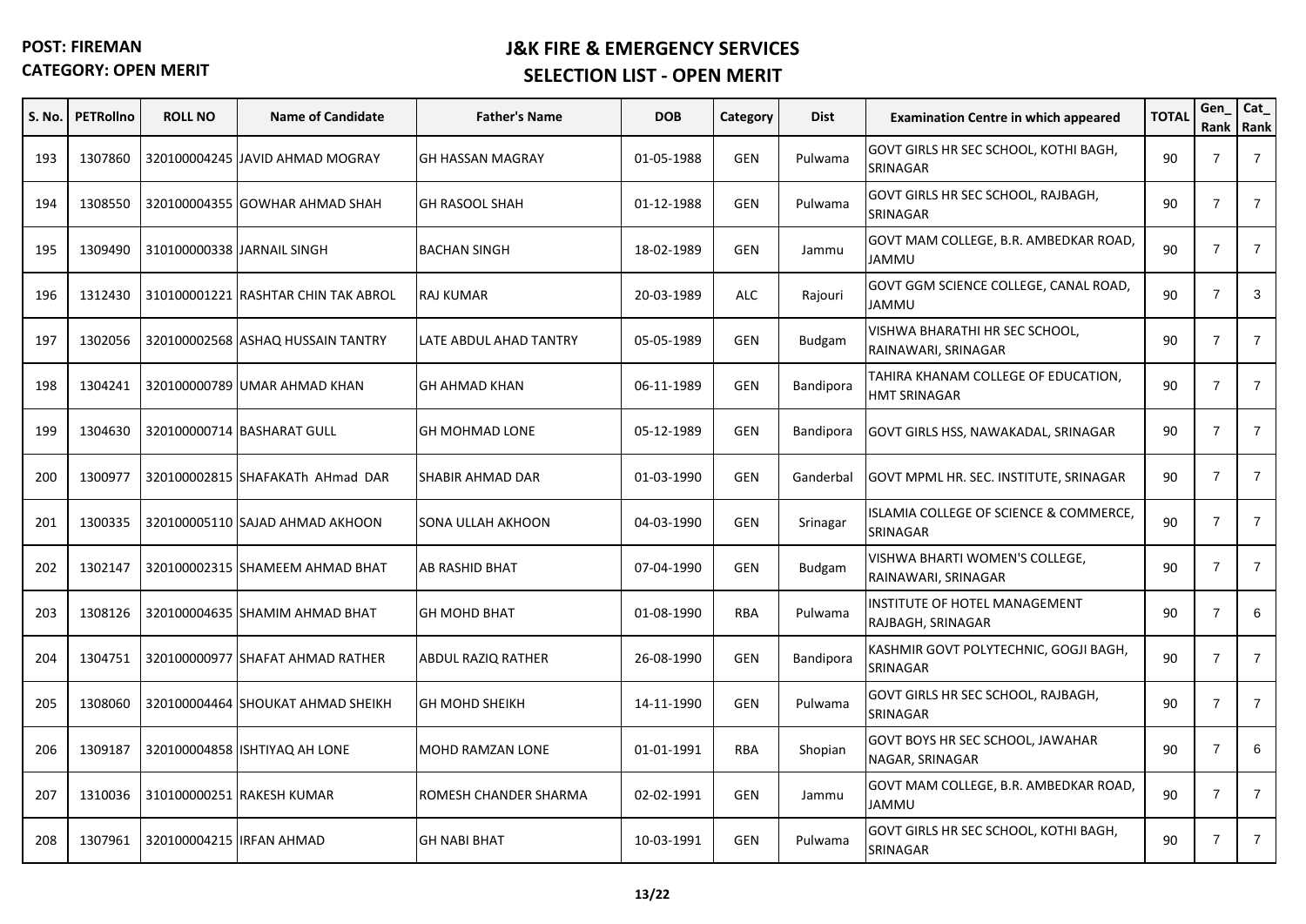**POST: FIREMAN**
**CATEGORY: OPEN MERIT**

## J&K FIRE & EMERGENCY SERVICES
## SELECTION LIST - OPEN MERIT

| S. No. | PETRollno | ROLL NO | Name of Candidate | Father's Name | DOB | Category | Dist | Examination Centre in which appeared | TOTAL | Gen_ Rank | Cat_ Rank |
|---|---|---|---|---|---|---|---|---|---|---|---|
| 193 | 1307860 | 320100004245 | JAVID AHMAD MOGRAY | GH HASSAN MAGRAY | 01-05-1988 | GEN | Pulwama | GOVT GIRLS HR SEC SCHOOL, KOTHI BAGH, SRINAGAR | 90 | 7 | 7 |
| 194 | 1308550 | 320100004355 | GOWHAR AHMAD SHAH | GH RASOOL SHAH | 01-12-1988 | GEN | Pulwama | GOVT GIRLS HR SEC SCHOOL, RAJBAGH, SRINAGAR | 90 | 7 | 7 |
| 195 | 1309490 | 310100000338 | JARNAIL SINGH | BACHAN SINGH | 18-02-1989 | GEN | Jammu | GOVT MAM COLLEGE, B.R. AMBEDKAR ROAD, JAMMU | 90 | 7 | 7 |
| 196 | 1312430 | 310100001221 | RASHTAR CHIN TAK ABROL | RAJ KUMAR | 20-03-1989 | ALC | Rajouri | GOVT GGM SCIENCE COLLEGE, CANAL ROAD, JAMMU | 90 | 7 | 3 |
| 197 | 1302056 | 320100002568 | ASHAQ HUSSAIN TANTRY | LATE ABDUL AHAD TANTRY | 05-05-1989 | GEN | Budgam | VISHWA BHARATHI HR SEC SCHOOL, RAINAWARI, SRINAGAR | 90 | 7 | 7 |
| 198 | 1304241 | 320100000789 | UMAR AHMAD KHAN | GH AHMAD KHAN | 06-11-1989 | GEN | Bandipora | TAHIRA KHANAM COLLEGE OF EDUCATION, HMT SRINAGAR | 90 | 7 | 7 |
| 199 | 1304630 | 320100000714 | BASHARAT GULL | GH MOHMAD LONE | 05-12-1989 | GEN | Bandipora | GOVT GIRLS HSS, NAWAKADAL, SRINAGAR | 90 | 7 | 7 |
| 200 | 1300977 | 320100002815 | SHAFAKATh AHmad DAR | SHABIR AHMAD DAR | 01-03-1990 | GEN | Ganderbal | GOVT MPML HR. SEC. INSTITUTE, SRINAGAR | 90 | 7 | 7 |
| 201 | 1300335 | 320100005110 | SAJAD AHMAD AKHOON | SONA ULLAH AKHOON | 04-03-1990 | GEN | Srinagar | ISLAMIA COLLEGE OF SCIENCE & COMMERCE, SRINAGAR | 90 | 7 | 7 |
| 202 | 1302147 | 320100002315 | SHAMEEM AHMAD BHAT | AB RASHID BHAT | 07-04-1990 | GEN | Budgam | VISHWA BHARTI WOMEN'S COLLEGE, RAINAWARI, SRINAGAR | 90 | 7 | 7 |
| 203 | 1308126 | 320100004635 | SHAMIM AHMAD BHAT | GH MOHD BHAT | 01-08-1990 | RBA | Pulwama | INSTITUTE OF HOTEL MANAGEMENT RAJBAGH, SRINAGAR | 90 | 7 | 6 |
| 204 | 1304751 | 320100000977 | SHAFAT AHMAD RATHER | ABDUL RAZIQ RATHER | 26-08-1990 | GEN | Bandipora | KASHMIR GOVT POLYTECHNIC, GOGJI BAGH, SRINAGAR | 90 | 7 | 7 |
| 205 | 1308060 | 320100004464 | SHOUKAT AHMAD SHEIKH | GH MOHD SHEIKH | 14-11-1990 | GEN | Pulwama | GOVT GIRLS HR SEC SCHOOL, RAJBAGH, SRINAGAR | 90 | 7 | 7 |
| 206 | 1309187 | 320100004858 | ISHTIYAQ AH LONE | MOHD RAMZAN LONE | 01-01-1991 | RBA | Shopian | GOVT BOYS HR SEC SCHOOL, JAWAHAR NAGAR, SRINAGAR | 90 | 7 | 6 |
| 207 | 1310036 | 310100000251 | RAKESH KUMAR | ROMESH CHANDER SHARMA | 02-02-1991 | GEN | Jammu | GOVT MAM COLLEGE, B.R. AMBEDKAR ROAD, JAMMU | 90 | 7 | 7 |
| 208 | 1307961 | 320100004215 | IRFAN AHMAD | GH NABI BHAT | 10-03-1991 | GEN | Pulwama | GOVT GIRLS HR SEC SCHOOL, KOTHI BAGH, SRINAGAR | 90 | 7 | 7 |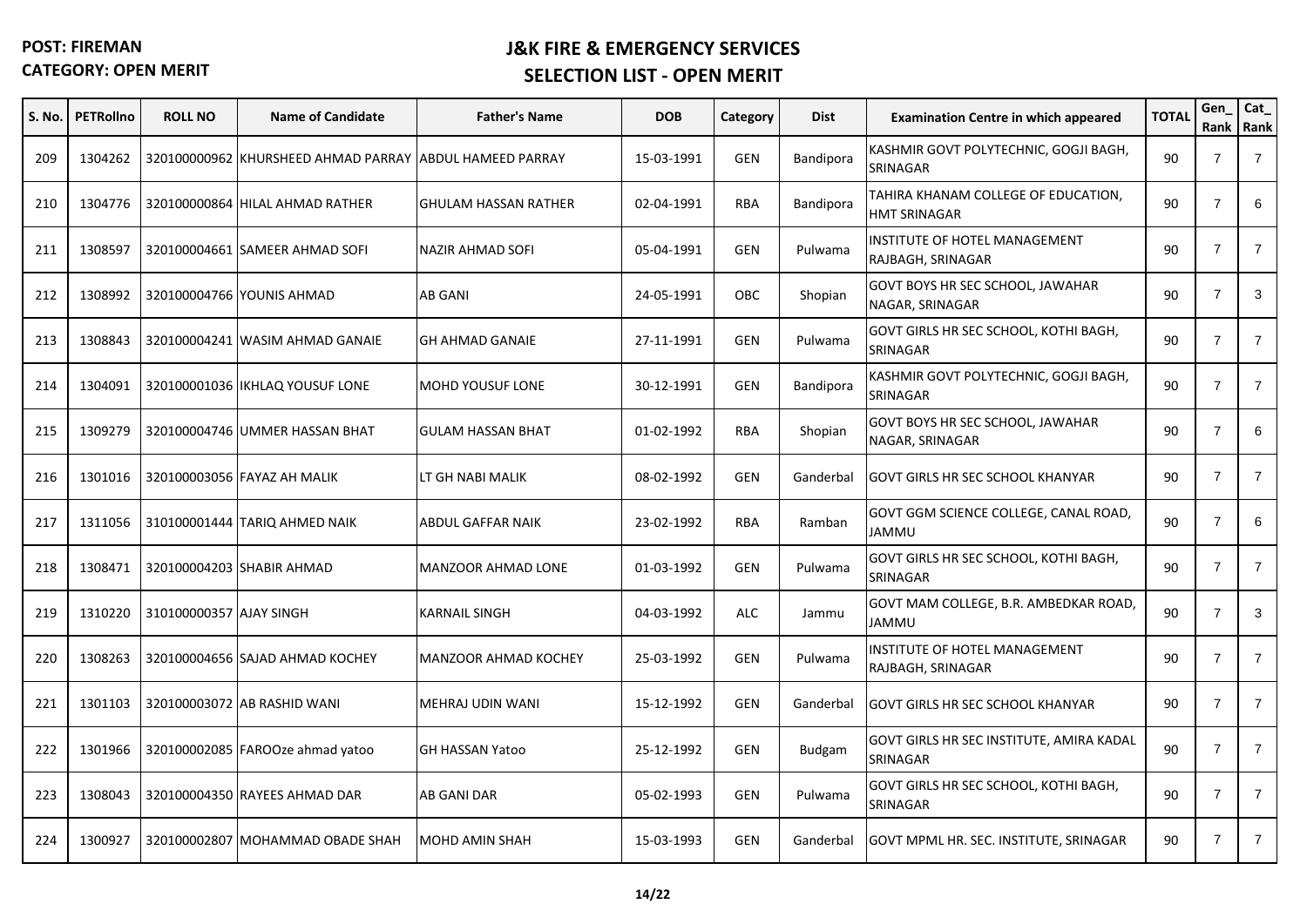**POST: FIREMAN**
**CATEGORY: OPEN MERIT**

## J&K FIRE & EMERGENCY SERVICES
## SELECTION LIST - OPEN MERIT

| S. No. | PETRollno | ROLL NO | Name of Candidate | Father's Name | DOB | Category | Dist | Examination Centre in which appeared | TOTAL | Gen_ Rank | Cat_ Rank |
|---|---|---|---|---|---|---|---|---|---|---|---|
| 209 | 1304262 | 320100000962 | KHURSHEED AHMAD PARRAY | ABDUL HAMEED PARRAY | 15-03-1991 | GEN | Bandipora | KASHMIR GOVT POLYTECHNIC, GOGJI BAGH, SRINAGAR | 90 | 7 | 7 |
| 210 | 1304776 | 320100000864 | HILAL AHMAD RATHER | GHULAM HASSAN RATHER | 02-04-1991 | RBA | Bandipora | TAHIRA KHANAM COLLEGE OF EDUCATION, HMT SRINAGAR | 90 | 7 | 6 |
| 211 | 1308597 | 320100004661 | SAMEER AHMAD SOFI | NAZIR AHMAD SOFI | 05-04-1991 | GEN | Pulwama | INSTITUTE OF HOTEL MANAGEMENT RAJBAGH, SRINAGAR | 90 | 7 | 7 |
| 212 | 1308992 | 320100004766 | YOUNIS AHMAD | AB GANI | 24-05-1991 | OBC | Shopian | GOVT BOYS HR SEC SCHOOL, JAWAHAR NAGAR, SRINAGAR | 90 | 7 | 3 |
| 213 | 1308843 | 320100004241 | WASIM AHMAD GANAIE | GH AHMAD GANAIE | 27-11-1991 | GEN | Pulwama | GOVT GIRLS HR SEC SCHOOL, KOTHI BAGH, SRINAGAR | 90 | 7 | 7 |
| 214 | 1304091 | 320100001036 | IKHLAQ YOUSUF LONE | MOHD YOUSUF LONE | 30-12-1991 | GEN | Bandipora | KASHMIR GOVT POLYTECHNIC, GOGJI BAGH, SRINAGAR | 90 | 7 | 7 |
| 215 | 1309279 | 320100004746 | UMMER HASSAN BHAT | GULAM HASSAN BHAT | 01-02-1992 | RBA | Shopian | GOVT BOYS HR SEC SCHOOL, JAWAHAR NAGAR, SRINAGAR | 90 | 7 | 6 |
| 216 | 1301016 | 320100003056 | FAYAZ AH MALIK | LT GH NABI MALIK | 08-02-1992 | GEN | Ganderbal | GOVT GIRLS HR SEC SCHOOL KHANYAR | 90 | 7 | 7 |
| 217 | 1311056 | 310100001444 | TARIQ AHMED NAIK | ABDUL GAFFAR NAIK | 23-02-1992 | RBA | Ramban | GOVT GGM SCIENCE COLLEGE, CANAL ROAD, JAMMU | 90 | 7 | 6 |
| 218 | 1308471 | 320100004203 | SHABIR AHMAD | MANZOOR AHMAD LONE | 01-03-1992 | GEN | Pulwama | GOVT GIRLS HR SEC SCHOOL, KOTHI BAGH, SRINAGAR | 90 | 7 | 7 |
| 219 | 1310220 | 310100000357 | AJAY SINGH | KARNAIL SINGH | 04-03-1992 | ALC | Jammu | GOVT MAM COLLEGE, B.R. AMBEDKAR ROAD, JAMMU | 90 | 7 | 3 |
| 220 | 1308263 | 320100004656 | SAJAD AHMAD KOCHEY | MANZOOR AHMAD KOCHEY | 25-03-1992 | GEN | Pulwama | INSTITUTE OF HOTEL MANAGEMENT RAJBAGH, SRINAGAR | 90 | 7 | 7 |
| 221 | 1301103 | 320100003072 | AB RASHID WANI | MEHRAJ UDIN WANI | 15-12-1992 | GEN | Ganderbal | GOVT GIRLS HR SEC SCHOOL KHANYAR | 90 | 7 | 7 |
| 222 | 1301966 | 320100002085 | FAROOze ahmad yatoo | GH HASSAN Yatoo | 25-12-1992 | GEN | Budgam | GOVT GIRLS HR SEC INSTITUTE, AMIRA KADAL SRINAGAR | 90 | 7 | 7 |
| 223 | 1308043 | 320100004350 | RAYEES AHMAD DAR | AB GANI DAR | 05-02-1993 | GEN | Pulwama | GOVT GIRLS HR SEC SCHOOL, KOTHI BAGH, SRINAGAR | 90 | 7 | 7 |
| 224 | 1300927 | 320100002807 | MOHAMMAD OBADE SHAH | MOHD AMIN SHAH | 15-03-1993 | GEN | Ganderbal | GOVT MPML HR. SEC. INSTITUTE, SRINAGAR | 90 | 7 | 7 |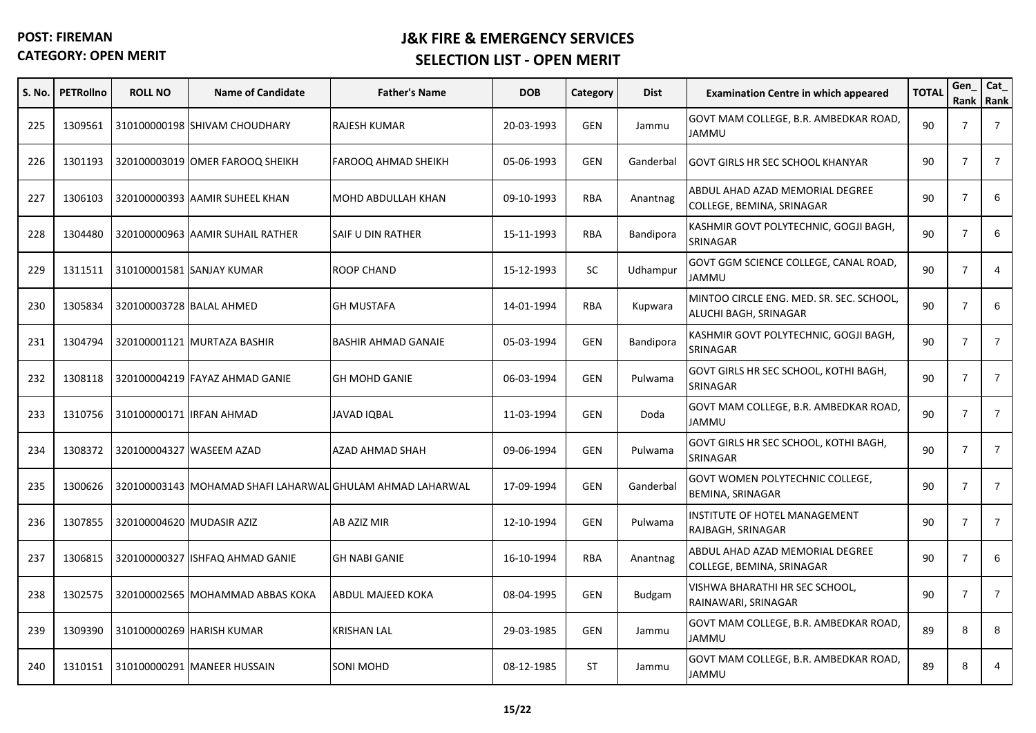**POST: FIREMAN**
**CATEGORY: OPEN MERIT**

# J&K FIRE & EMERGENCY SERVICES
## SELECTION LIST - OPEN MERIT

| S. No. | PETRollno | ROLL NO | Name of Candidate | Father's Name | DOB | Category | Dist | Examination Centre in which appeared | TOTAL | Gen_ Rank | Cat_ Rank |
|---|---|---|---|---|---|---|---|---|---|---|---|
| 225 | 1309561 | 310100000198 | SHIVAM CHOUDHARY | RAJESH KUMAR | 20-03-1993 | GEN | Jammu | GOVT MAM COLLEGE, B.R. AMBEDKAR ROAD, JAMMU | 90 | 7 | 7 |
| 226 | 1301193 | 320100003019 | OMER FAROOQ SHEIKH | FAROOQ AHMAD SHEIKH | 05-06-1993 | GEN | Ganderbal | GOVT GIRLS HR SEC SCHOOL KHANYAR | 90 | 7 | 7 |
| 227 | 1306103 | 320100000393 | AAMIR SUHEEL KHAN | MOHD ABDULLAH KHAN | 09-10-1993 | RBA | Anantnag | ABDUL AHAD AZAD MEMORIAL DEGREE COLLEGE, BEMINA, SRINAGAR | 90 | 7 | 6 |
| 228 | 1304480 | 320100000963 | AAMIR SUHAIL RATHER | SAIF U DIN RATHER | 15-11-1993 | RBA | Bandipora | KASHMIR GOVT POLYTECHNIC, GOGJI BAGH, SRINAGAR | 90 | 7 | 6 |
| 229 | 1311511 | 310100001581 | SANJAY KUMAR | ROOP CHAND | 15-12-1993 | SC | Udhampur | GOVT GGM SCIENCE COLLEGE, CANAL ROAD, JAMMU | 90 | 7 | 4 |
| 230 | 1305834 | 320100003728 | BALAL AHMED | GH MUSTAFA | 14-01-1994 | RBA | Kupwara | MINTOO CIRCLE ENG. MED. SR. SEC. SCHOOL, ALUCHI BAGH, SRINAGAR | 90 | 7 | 6 |
| 231 | 1304794 | 320100001121 | MURTAZA BASHIR | BASHIR AHMAD GANAIE | 05-03-1994 | GEN | Bandipora | KASHMIR GOVT POLYTECHNIC, GOGJI BAGH, SRINAGAR | 90 | 7 | 7 |
| 232 | 1308118 | 320100004219 | FAYAZ AHMAD GANIE | GH MOHD GANIE | 06-03-1994 | GEN | Pulwama | GOVT GIRLS HR SEC SCHOOL, KOTHI BAGH, SRINAGAR | 90 | 7 | 7 |
| 233 | 1310756 | 310100000171 | IRFAN AHMAD | JAVAD IQBAL | 11-03-1994 | GEN | Doda | GOVT MAM COLLEGE, B.R. AMBEDKAR ROAD, JAMMU | 90 | 7 | 7 |
| 234 | 1308372 | 320100004327 | WASEEM AZAD | AZAD AHMAD SHAH | 09-06-1994 | GEN | Pulwama | GOVT GIRLS HR SEC SCHOOL, KOTHI BAGH, SRINAGAR | 90 | 7 | 7 |
| 235 | 1300626 | 320100003143 | MOHAMAD SHAFI LAHARWAL | GHULAM AHMAD LAHARWAL | 17-09-1994 | GEN | Ganderbal | GOVT WOMEN POLYTECHNIC COLLEGE, BEMINA, SRINAGAR | 90 | 7 | 7 |
| 236 | 1307855 | 320100004620 | MUDASIR AZIZ | AB AZIZ MIR | 12-10-1994 | GEN | Pulwama | INSTITUTE OF HOTEL MANAGEMENT RAJBAGH, SRINAGAR | 90 | 7 | 7 |
| 237 | 1306815 | 320100000327 | ISHFAQ AHMAD GANIE | GH NABI GANIE | 16-10-1994 | RBA | Anantnag | ABDUL AHAD AZAD MEMORIAL DEGREE COLLEGE, BEMINA, SRINAGAR | 90 | 7 | 6 |
| 238 | 1302575 | 320100002565 | MOHAMMAD ABBAS KOKA | ABDUL MAJEED KOKA | 08-04-1995 | GEN | Budgam | VISHWA BHARATHI HR SEC SCHOOL, RAINAWARI, SRINAGAR | 90 | 7 | 7 |
| 239 | 1309390 | 310100000269 | HARISH KUMAR | KRISHAN LAL | 29-03-1985 | GEN | Jammu | GOVT MAM COLLEGE, B.R. AMBEDKAR ROAD, JAMMU | 89 | 8 | 8 |
| 240 | 1310151 | 310100000291 | MANEER HUSSAIN | SONI MOHD | 08-12-1985 | ST | Jammu | GOVT MAM COLLEGE, B.R. AMBEDKAR ROAD, JAMMU | 89 | 8 | 4 |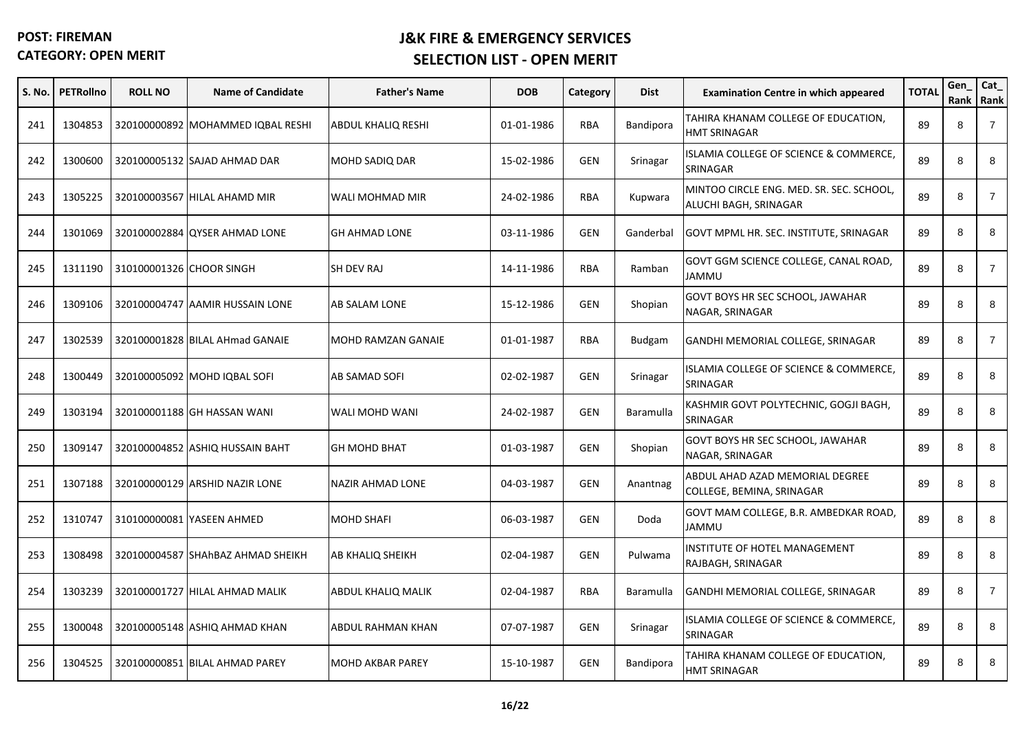**POST: FIREMAN**
**CATEGORY: OPEN MERIT**

## J&K FIRE & EMERGENCY SERVICES
## SELECTION LIST - OPEN MERIT

| S. No. | PETRollno | ROLL NO | Name of Candidate | Father's Name | DOB | Category | Dist | Examination Centre in which appeared | TOTAL | Gen_ Rank | Cat_ Rank |
|---|---|---|---|---|---|---|---|---|---|---|---|
| 241 | 1304853 | 320100000892 | MOHAMMED IQBAL RESHI | ABDUL KHALIQ RESHI | 01-01-1986 | RBA | Bandipora | TAHIRA KHANAM COLLEGE OF EDUCATION, HMT SRINAGAR | 89 | 8 | 7 |
| 242 | 1300600 | 320100005132 | SAJAD AHMAD DAR | MOHD SADIQ DAR | 15-02-1986 | GEN | Srinagar | ISLAMIA COLLEGE OF SCIENCE & COMMERCE, SRINAGAR | 89 | 8 | 8 |
| 243 | 1305225 | 320100003567 | HILAL AHAMD MIR | WALI MOHMAD MIR | 24-02-1986 | RBA | Kupwara | MINTOO CIRCLE ENG. MED. SR. SEC. SCHOOL, ALUCHI BAGH, SRINAGAR | 89 | 8 | 7 |
| 244 | 1301069 | 320100002884 | QYSER AHMAD LONE | GH AHMAD LONE | 03-11-1986 | GEN | Ganderbal | GOVT MPML HR. SEC. INSTITUTE, SRINAGAR | 89 | 8 | 8 |
| 245 | 1311190 | 310100001326 | CHOOR SINGH | SH DEV RAJ | 14-11-1986 | RBA | Ramban | GOVT GGM SCIENCE COLLEGE, CANAL ROAD, JAMMU | 89 | 8 | 7 |
| 246 | 1309106 | 320100004747 | AAMIR HUSSAIN LONE | AB SALAM LONE | 15-12-1986 | GEN | Shopian | GOVT BOYS HR SEC SCHOOL, JAWAHAR NAGAR, SRINAGAR | 89 | 8 | 8 |
| 247 | 1302539 | 320100001828 | BILAL AHmad GANAIE | MOHD RAMZAN GANAIE | 01-01-1987 | RBA | Budgam | GANDHI MEMORIAL COLLEGE, SRINAGAR | 89 | 8 | 7 |
| 248 | 1300449 | 320100005092 | MOHD IQBAL SOFI | AB SAMAD SOFI | 02-02-1987 | GEN | Srinagar | ISLAMIA COLLEGE OF SCIENCE & COMMERCE, SRINAGAR | 89 | 8 | 8 |
| 249 | 1303194 | 320100001188 | GH HASSAN WANI | WALI MOHD WANI | 24-02-1987 | GEN | Baramulla | KASHMIR GOVT POLYTECHNIC, GOGJI BAGH, SRINAGAR | 89 | 8 | 8 |
| 250 | 1309147 | 320100004852 | ASHIQ HUSSAIN BAHT | GH MOHD BHAT | 01-03-1987 | GEN | Shopian | GOVT BOYS HR SEC SCHOOL, JAWAHAR NAGAR, SRINAGAR | 89 | 8 | 8 |
| 251 | 1307188 | 320100000129 | ARSHID NAZIR LONE | NAZIR AHMAD LONE | 04-03-1987 | GEN | Anantnag | ABDUL AHAD AZAD MEMORIAL DEGREE COLLEGE, BEMINA, SRINAGAR | 89 | 8 | 8 |
| 252 | 1310747 | 310100000081 | YASEEN AHMED | MOHD SHAFI | 06-03-1987 | GEN | Doda | GOVT MAM COLLEGE, B.R. AMBEDKAR ROAD, JAMMU | 89 | 8 | 8 |
| 253 | 1308498 | 320100004587 | SHAhBAZ AHMAD SHEIKH | AB KHALIQ SHEIKH | 02-04-1987 | GEN | Pulwama | INSTITUTE OF HOTEL MANAGEMENT RAJBAGH, SRINAGAR | 89 | 8 | 8 |
| 254 | 1303239 | 320100001727 | HILAL AHMAD MALIK | ABDUL KHALIQ MALIK | 02-04-1987 | RBA | Baramulla | GANDHI MEMORIAL COLLEGE, SRINAGAR | 89 | 8 | 7 |
| 255 | 1300048 | 320100005148 | ASHIQ AHMAD KHAN | ABDUL RAHMAN KHAN | 07-07-1987 | GEN | Srinagar | ISLAMIA COLLEGE OF SCIENCE & COMMERCE, SRINAGAR | 89 | 8 | 8 |
| 256 | 1304525 | 320100000851 | BILAL AHMAD PAREY | MOHD AKBAR PAREY | 15-10-1987 | GEN | Bandipora | TAHIRA KHANAM COLLEGE OF EDUCATION, HMT SRINAGAR | 89 | 8 | 8 |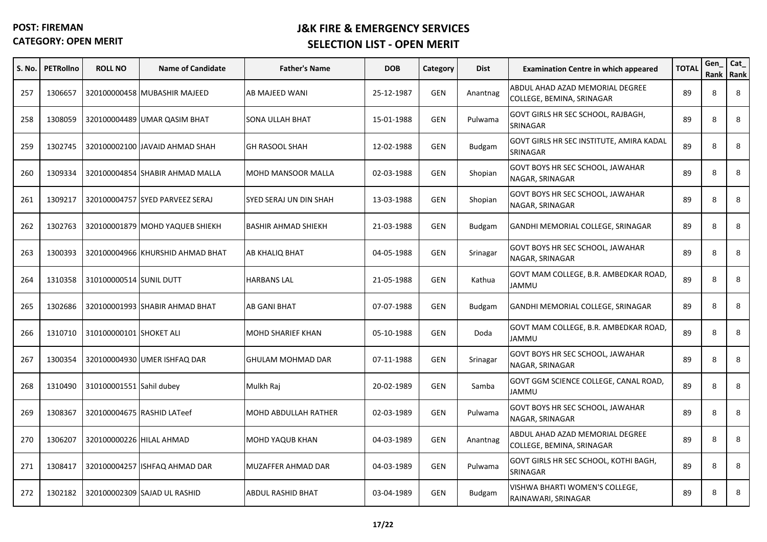**POST: FIREMAN**
**CATEGORY: OPEN MERIT**

## J&K FIRE & EMERGENCY SERVICES
## SELECTION LIST - OPEN MERIT

| S. No. | PETRollno | ROLL NO | Name of Candidate | Father's Name | DOB | Category | Dist | Examination Centre in which appeared | TOTAL | Gen_ Rank | Cat_ Rank |
|---|---|---|---|---|---|---|---|---|---|---|---|
| 257 | 1306657 | 320100000458 | MUBASHIR MAJEED | AB MAJEED WANI | 25-12-1987 | GEN | Anantnag | ABDUL AHAD AZAD MEMORIAL DEGREE COLLEGE, BEMINA, SRINAGAR | 89 | 8 | 8 |
| 258 | 1308059 | 320100004489 | UMAR QASIM BHAT | SONA ULLAH BHAT | 15-01-1988 | GEN | Pulwama | GOVT GIRLS HR SEC SCHOOL, RAJBAGH, SRINAGAR | 89 | 8 | 8 |
| 259 | 1302745 | 320100002100 | JAVAID AHMAD SHAH | GH RASOOL SHAH | 12-02-1988 | GEN | Budgam | GOVT GIRLS HR SEC INSTITUTE, AMIRA KADAL SRINAGAR | 89 | 8 | 8 |
| 260 | 1309334 | 320100004854 | SHABIR AHMAD MALLA | MOHD MANSOOR MALLA | 02-03-1988 | GEN | Shopian | GOVT BOYS HR SEC SCHOOL, JAWAHAR NAGAR, SRINAGAR | 89 | 8 | 8 |
| 261 | 1309217 | 320100004757 | SYED PARVEEZ SERAJ | SYED SERAJ UN DIN SHAH | 13-03-1988 | GEN | Shopian | GOVT BOYS HR SEC SCHOOL, JAWAHAR NAGAR, SRINAGAR | 89 | 8 | 8 |
| 262 | 1302763 | 320100001879 | MOHD YAQUEB SHIEKH | BASHIR AHMAD SHIEKH | 21-03-1988 | GEN | Budgam | GANDHI MEMORIAL COLLEGE, SRINAGAR | 89 | 8 | 8 |
| 263 | 1300393 | 320100004966 | KHURSHID AHMAD BHAT | AB KHALIQ BHAT | 04-05-1988 | GEN | Srinagar | GOVT BOYS HR SEC SCHOOL, JAWAHAR NAGAR, SRINAGAR | 89 | 8 | 8 |
| 264 | 1310358 | 310100000514 | SUNIL DUTT | HARBANS LAL | 21-05-1988 | GEN | Kathua | GOVT MAM COLLEGE, B.R. AMBEDKAR ROAD, JAMMU | 89 | 8 | 8 |
| 265 | 1302686 | 320100001993 | SHABIR AHMAD BHAT | AB GANI BHAT | 07-07-1988 | GEN | Budgam | GANDHI MEMORIAL COLLEGE, SRINAGAR | 89 | 8 | 8 |
| 266 | 1310710 | 310100000101 | SHOKET ALI | MOHD SHARIEF KHAN | 05-10-1988 | GEN | Doda | GOVT MAM COLLEGE, B.R. AMBEDKAR ROAD, JAMMU | 89 | 8 | 8 |
| 267 | 1300354 | 320100004930 | UMER ISHFAQ DAR | GHULAM MOHMAD DAR | 07-11-1988 | GEN | Srinagar | GOVT BOYS HR SEC SCHOOL, JAWAHAR NAGAR, SRINAGAR | 89 | 8 | 8 |
| 268 | 1310490 | 310100001551 | Sahil dubey | Mulkh Raj | 20-02-1989 | GEN | Samba | GOVT GGM SCIENCE COLLEGE, CANAL ROAD, JAMMU | 89 | 8 | 8 |
| 269 | 1308367 | 320100004675 | RASHID LATeef | MOHD ABDULLAH RATHER | 02-03-1989 | GEN | Pulwama | GOVT BOYS HR SEC SCHOOL, JAWAHAR NAGAR, SRINAGAR | 89 | 8 | 8 |
| 270 | 1306207 | 320100000226 | HILAL AHMAD | MOHD YAQUB KHAN | 04-03-1989 | GEN | Anantnag | ABDUL AHAD AZAD MEMORIAL DEGREE COLLEGE, BEMINA, SRINAGAR | 89 | 8 | 8 |
| 271 | 1308417 | 320100004257 | ISHFAQ AHMAD DAR | MUZAFFER AHMAD DAR | 04-03-1989 | GEN | Pulwama | GOVT GIRLS HR SEC SCHOOL, KOTHI BAGH, SRINAGAR | 89 | 8 | 8 |
| 272 | 1302182 | 320100002309 | SAJAD UL RASHID | ABDUL RASHID BHAT | 03-04-1989 | GEN | Budgam | VISHWA BHARTI WOMEN'S COLLEGE, RAINAWARI, SRINAGAR | 89 | 8 | 8 |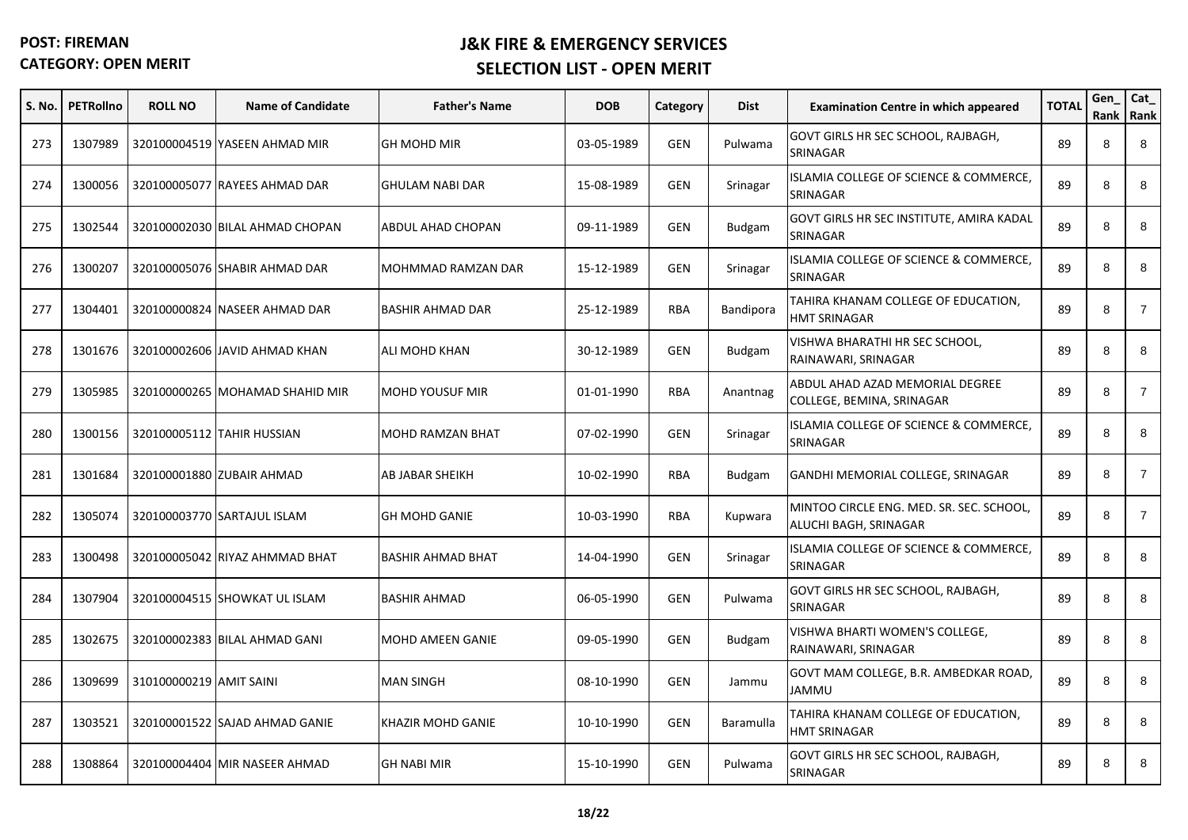**POST: FIREMAN**
**CATEGORY: OPEN MERIT**

## J&K FIRE & EMERGENCY SERVICES
## SELECTION LIST - OPEN MERIT

| S. No. | PETRollno | ROLL NO | Name of Candidate | Father's Name | DOB | Category | Dist | Examination Centre in which appeared | TOTAL | Gen_ Rank | Cat_ Rank |
|---|---|---|---|---|---|---|---|---|---|---|---|
| 273 | 1307989 | 320100004519 | YASEEN AHMAD MIR | GH MOHD MIR | 03-05-1989 | GEN | Pulwama | GOVT GIRLS HR SEC SCHOOL, RAJBAGH, SRINAGAR | 89 | 8 | 8 |
| 274 | 1300056 | 320100005077 | RAYEES AHMAD DAR | GHULAM NABI DAR | 15-08-1989 | GEN | Srinagar | ISLAMIA COLLEGE OF SCIENCE & COMMERCE, SRINAGAR | 89 | 8 | 8 |
| 275 | 1302544 | 320100002030 | BILAL AHMAD CHOPAN | ABDUL AHAD CHOPAN | 09-11-1989 | GEN | Budgam | GOVT GIRLS HR SEC INSTITUTE, AMIRA KADAL SRINAGAR | 89 | 8 | 8 |
| 276 | 1300207 | 320100005076 | SHABIR AHMAD DAR | MOHMMAD RAMZAN DAR | 15-12-1989 | GEN | Srinagar | ISLAMIA COLLEGE OF SCIENCE & COMMERCE, SRINAGAR | 89 | 8 | 8 |
| 277 | 1304401 | 320100000824 | NASEER AHMAD DAR | BASHIR AHMAD DAR | 25-12-1989 | RBA | Bandipora | TAHIRA KHANAM COLLEGE OF EDUCATION, HMT SRINAGAR | 89 | 8 | 7 |
| 278 | 1301676 | 320100002606 | JAVID AHMAD KHAN | ALI MOHD KHAN | 30-12-1989 | GEN | Budgam | VISHWA BHARATHI HR SEC SCHOOL, RAINAWARI, SRINAGAR | 89 | 8 | 8 |
| 279 | 1305985 | 320100000265 | MOHAMAD SHAHID MIR | MOHD YOUSUF MIR | 01-01-1990 | RBA | Anantnag | ABDUL AHAD AZAD MEMORIAL DEGREE COLLEGE, BEMINA, SRINAGAR | 89 | 8 | 7 |
| 280 | 1300156 | 320100005112 | TAHIR HUSSIAN | MOHD RAMZAN BHAT | 07-02-1990 | GEN | Srinagar | ISLAMIA COLLEGE OF SCIENCE & COMMERCE, SRINAGAR | 89 | 8 | 8 |
| 281 | 1301684 | 320100001880 | ZUBAIR AHMAD | AB JABAR SHEIKH | 10-02-1990 | RBA | Budgam | GANDHI MEMORIAL COLLEGE, SRINAGAR | 89 | 8 | 7 |
| 282 | 1305074 | 320100003770 | SARTAJUL ISLAM | GH MOHD GANIE | 10-03-1990 | RBA | Kupwara | MINTOO CIRCLE ENG. MED. SR. SEC. SCHOOL, ALUCHI BAGH, SRINAGAR | 89 | 8 | 7 |
| 283 | 1300498 | 320100005042 | RIYAZ AHMMAD BHAT | BASHIR AHMAD BHAT | 14-04-1990 | GEN | Srinagar | ISLAMIA COLLEGE OF SCIENCE & COMMERCE, SRINAGAR | 89 | 8 | 8 |
| 284 | 1307904 | 320100004515 | SHOWKAT UL ISLAM | BASHIR AHMAD | 06-05-1990 | GEN | Pulwama | GOVT GIRLS HR SEC SCHOOL, RAJBAGH, SRINAGAR | 89 | 8 | 8 |
| 285 | 1302675 | 320100002383 | BILAL AHMAD GANI | MOHD AMEEN GANIE | 09-05-1990 | GEN | Budgam | VISHWA BHARTI WOMEN'S COLLEGE, RAINAWARI, SRINAGAR | 89 | 8 | 8 |
| 286 | 1309699 | 310100000219 | AMIT SAINI | MAN SINGH | 08-10-1990 | GEN | Jammu | GOVT MAM COLLEGE, B.R. AMBEDKAR ROAD, JAMMU | 89 | 8 | 8 |
| 287 | 1303521 | 320100001522 | SAJAD AHMAD GANIE | KHAZIR MOHD GANIE | 10-10-1990 | GEN | Baramulla | TAHIRA KHANAM COLLEGE OF EDUCATION, HMT SRINAGAR | 89 | 8 | 8 |
| 288 | 1308864 | 320100004404 | MIR NASEER AHMAD | GH NABI MIR | 15-10-1990 | GEN | Pulwama | GOVT GIRLS HR SEC SCHOOL, RAJBAGH, SRINAGAR | 89 | 8 | 8 |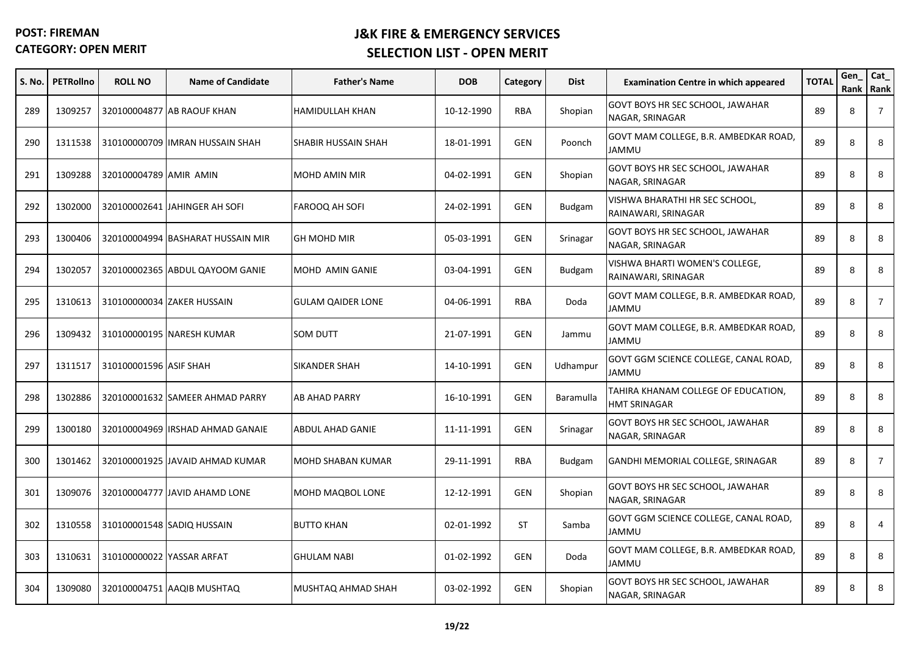**POST: FIREMAN**

**CATEGORY: OPEN MERIT**

## J&K FIRE & EMERGENCY SERVICES

## SELECTION LIST - OPEN MERIT

| S. No. | PETRollno | ROLL NO | Name of Candidate | Father's Name | DOB | Category | Dist | Examination Centre in which appeared | TOTAL | Gen_ Rank | Cat_ Rank |
|---|---|---|---|---|---|---|---|---|---|---|---|
| 289 | 1309257 | 320100004877 | AB RAOUF KHAN | HAMIDULLAH KHAN | 10-12-1990 | RBA | Shopian | GOVT BOYS HR SEC SCHOOL, JAWAHAR NAGAR, SRINAGAR | 89 | 8 | 7 |
| 290 | 1311538 | 310100000709 | IMRAN HUSSAIN SHAH | SHABIR HUSSAIN SHAH | 18-01-1991 | GEN | Poonch | GOVT MAM COLLEGE, B.R. AMBEDKAR ROAD, JAMMU | 89 | 8 | 8 |
| 291 | 1309288 | 320100004789 | AMIR AMIN | MOHD AMIN MIR | 04-02-1991 | GEN | Shopian | GOVT BOYS HR SEC SCHOOL, JAWAHAR NAGAR, SRINAGAR | 89 | 8 | 8 |
| 292 | 1302000 | 320100002641 | JAHINGER AH SOFI | FAROOQ AH SOFI | 24-02-1991 | GEN | Budgam | VISHWA BHARATHI HR SEC SCHOOL, RAINAWARI, SRINAGAR | 89 | 8 | 8 |
| 293 | 1300406 | 320100004994 | BASHARAT HUSSAIN MIR | GH MOHD MIR | 05-03-1991 | GEN | Srinagar | GOVT BOYS HR SEC SCHOOL, JAWAHAR NAGAR, SRINAGAR | 89 | 8 | 8 |
| 294 | 1302057 | 320100002365 | ABDUL QAYOOM GANIE | MOHD AMIN GANIE | 03-04-1991 | GEN | Budgam | VISHWA BHARTI WOMEN'S COLLEGE, RAINAWARI, SRINAGAR | 89 | 8 | 8 |
| 295 | 1310613 | 310100000034 | ZAKER HUSSAIN | GULAM QAIDER LONE | 04-06-1991 | RBA | Doda | GOVT MAM COLLEGE, B.R. AMBEDKAR ROAD, JAMMU | 89 | 8 | 7 |
| 296 | 1309432 | 310100000195 | NARESH KUMAR | SOM DUTT | 21-07-1991 | GEN | Jammu | GOVT MAM COLLEGE, B.R. AMBEDKAR ROAD, JAMMU | 89 | 8 | 8 |
| 297 | 1311517 | 310100001596 | ASIF SHAH | SIKANDER SHAH | 14-10-1991 | GEN | Udhampur | GOVT GGM SCIENCE COLLEGE, CANAL ROAD, JAMMU | 89 | 8 | 8 |
| 298 | 1302886 | 320100001632 | SAMEER AHMAD PARRY | AB AHAD PARRY | 16-10-1991 | GEN | Baramulla | TAHIRA KHANAM COLLEGE OF EDUCATION, HMT SRINAGAR | 89 | 8 | 8 |
| 299 | 1300180 | 320100004969 | IRSHAD AHMAD GANAIE | ABDUL AHAD GANIE | 11-11-1991 | GEN | Srinagar | GOVT BOYS HR SEC SCHOOL, JAWAHAR NAGAR, SRINAGAR | 89 | 8 | 8 |
| 300 | 1301462 | 320100001925 | JAVAID AHMAD KUMAR | MOHD SHABAN KUMAR | 29-11-1991 | RBA | Budgam | GANDHI MEMORIAL COLLEGE, SRINAGAR | 89 | 8 | 7 |
| 301 | 1309076 | 320100004777 | JAVID AHAMD LONE | MOHD MAQBOL LONE | 12-12-1991 | GEN | Shopian | GOVT BOYS HR SEC SCHOOL, JAWAHAR NAGAR, SRINAGAR | 89 | 8 | 8 |
| 302 | 1310558 | 310100001548 | SADIQ HUSSAIN | BUTTO KHAN | 02-01-1992 | ST | Samba | GOVT GGM SCIENCE COLLEGE, CANAL ROAD, JAMMU | 89 | 8 | 4 |
| 303 | 1310631 | 310100000022 | YASSAR ARFAT | GHULAM NABI | 01-02-1992 | GEN | Doda | GOVT MAM COLLEGE, B.R. AMBEDKAR ROAD, JAMMU | 89 | 8 | 8 |
| 304 | 1309080 | 320100004751 | AAQIB MUSHTAQ | MUSHTAQ AHMAD SHAH | 03-02-1992 | GEN | Shopian | GOVT BOYS HR SEC SCHOOL, JAWAHAR NAGAR, SRINAGAR | 89 | 8 | 8 |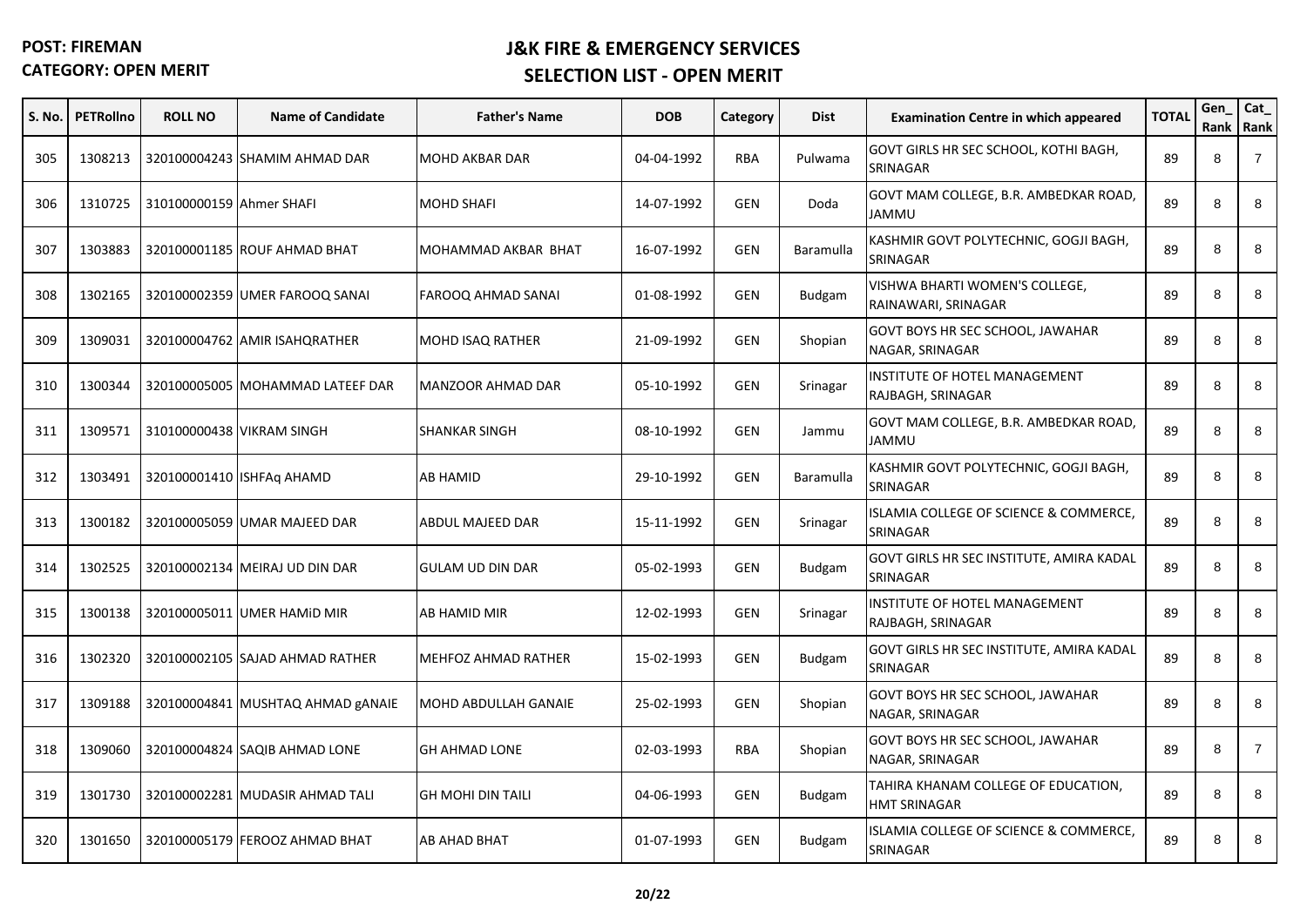**POST: FIREMAN**
**CATEGORY: OPEN MERIT**

# J&K FIRE & EMERGENCY SERVICES
## SELECTION LIST - OPEN MERIT

| S. No. | PETRollno | ROLL NO | Name of Candidate | Father's Name | DOB | Category | Dist | Examination Centre in which appeared | TOTAL | Gen_ Rank | Cat_ Rank |
|---|---|---|---|---|---|---|---|---|---|---|---|
| 305 | 1308213 | 320100004243 | SHAMIM AHMAD DAR | MOHD AKBAR DAR | 04-04-1992 | RBA | Pulwama | GOVT GIRLS HR SEC SCHOOL, KOTHI BAGH, SRINAGAR | 89 | 8 | 7 |
| 306 | 1310725 | 310100000159 | Ahmer SHAFI | MOHD SHAFI | 14-07-1992 | GEN | Doda | GOVT MAM COLLEGE, B.R. AMBEDKAR ROAD, JAMMU | 89 | 8 | 8 |
| 307 | 1303883 | 320100001185 | ROUF AHMAD BHAT | MOHAMMAD AKBAR BHAT | 16-07-1992 | GEN | Baramulla | KASHMIR GOVT POLYTECHNIC, GOGJI BAGH, SRINAGAR | 89 | 8 | 8 |
| 308 | 1302165 | 320100002359 | UMER FAROOQ SANAI | FAROOQ AHMAD SANAI | 01-08-1992 | GEN | Budgam | VISHWA BHARTI WOMEN'S COLLEGE, RAINAWARI, SRINAGAR | 89 | 8 | 8 |
| 309 | 1309031 | 320100004762 | AMIR ISAHQRATHER | MOHD ISAQ RATHER | 21-09-1992 | GEN | Shopian | GOVT BOYS HR SEC SCHOOL, JAWAHAR NAGAR, SRINAGAR | 89 | 8 | 8 |
| 310 | 1300344 | 320100005005 | MOHAMMAD LATEEF DAR | MANZOOR AHMAD DAR | 05-10-1992 | GEN | Srinagar | INSTITUTE OF HOTEL MANAGEMENT RAJBAGH, SRINAGAR | 89 | 8 | 8 |
| 311 | 1309571 | 310100000438 | VIKRAM SINGH | SHANKAR SINGH | 08-10-1992 | GEN | Jammu | GOVT MAM COLLEGE, B.R. AMBEDKAR ROAD, JAMMU | 89 | 8 | 8 |
| 312 | 1303491 | 320100001410 | ISHFAq AHAMD | AB HAMID | 29-10-1992 | GEN | Baramulla | KASHMIR GOVT POLYTECHNIC, GOGJI BAGH, SRINAGAR | 89 | 8 | 8 |
| 313 | 1300182 | 320100005059 | UMAR MAJEED DAR | ABDUL MAJEED DAR | 15-11-1992 | GEN | Srinagar | ISLAMIA COLLEGE OF SCIENCE & COMMERCE, SRINAGAR | 89 | 8 | 8 |
| 314 | 1302525 | 320100002134 | MEIRAJ UD DIN DAR | GULAM UD DIN DAR | 05-02-1993 | GEN | Budgam | GOVT GIRLS HR SEC INSTITUTE, AMIRA KADAL SRINAGAR | 89 | 8 | 8 |
| 315 | 1300138 | 320100005011 | UMER HAMiD MIR | AB HAMID MIR | 12-02-1993 | GEN | Srinagar | INSTITUTE OF HOTEL MANAGEMENT RAJBAGH, SRINAGAR | 89 | 8 | 8 |
| 316 | 1302320 | 320100002105 | SAJAD AHMAD RATHER | MEHFOZ AHMAD RATHER | 15-02-1993 | GEN | Budgam | GOVT GIRLS HR SEC INSTITUTE, AMIRA KADAL SRINAGAR | 89 | 8 | 8 |
| 317 | 1309188 | 320100004841 | MUSHTAQ AHMAD gANAIE | MOHD ABDULLAH GANAIE | 25-02-1993 | GEN | Shopian | GOVT BOYS HR SEC SCHOOL, JAWAHAR NAGAR, SRINAGAR | 89 | 8 | 8 |
| 318 | 1309060 | 320100004824 | SAQIB AHMAD LONE | GH AHMAD LONE | 02-03-1993 | RBA | Shopian | GOVT BOYS HR SEC SCHOOL, JAWAHAR NAGAR, SRINAGAR | 89 | 8 | 7 |
| 319 | 1301730 | 320100002281 | MUDASIR AHMAD TALI | GH MOHI DIN TAILI | 04-06-1993 | GEN | Budgam | TAHIRA KHANAM COLLEGE OF EDUCATION, HMT SRINAGAR | 89 | 8 | 8 |
| 320 | 1301650 | 320100005179 | FEROOZ AHMAD BHAT | AB AHAD BHAT | 01-07-1993 | GEN | Budgam | ISLAMIA COLLEGE OF SCIENCE & COMMERCE, SRINAGAR | 89 | 8 | 8 |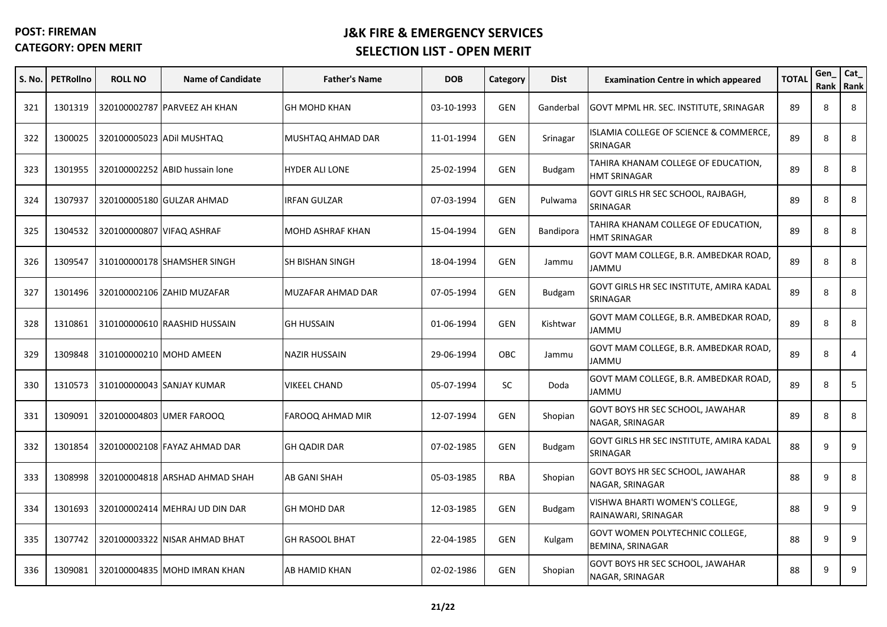**POST: FIREMAN**
**CATEGORY: OPEN MERIT**

## J&K FIRE & EMERGENCY SERVICES
## SELECTION LIST - OPEN MERIT

| S. No. | PETRollno | ROLL NO | Name of Candidate | Father's Name | DOB | Category | Dist | Examination Centre in which appeared | TOTAL | Gen_ Rank | Cat_ Rank |
|---|---|---|---|---|---|---|---|---|---|---|---|
| 321 | 1301319 | 320100002787 | PARVEEZ AH KHAN | GH MOHD KHAN | 03-10-1993 | GEN | Ganderbal | GOVT MPML HR. SEC. INSTITUTE, SRINAGAR | 89 | 8 | 8 |
| 322 | 1300025 | 320100005023 | ADil MUSHTAQ | MUSHTAQ AHMAD DAR | 11-01-1994 | GEN | Srinagar | ISLAMIA COLLEGE OF SCIENCE & COMMERCE, SRINAGAR | 89 | 8 | 8 |
| 323 | 1301955 | 320100002252 | ABID hussain lone | HYDER ALI LONE | 25-02-1994 | GEN | Budgam | TAHIRA KHANAM COLLEGE OF EDUCATION, HMT SRINAGAR | 89 | 8 | 8 |
| 324 | 1307937 | 320100005180 | GULZAR AHMAD | IRFAN GULZAR | 07-03-1994 | GEN | Pulwama | GOVT GIRLS HR SEC SCHOOL, RAJBAGH, SRINAGAR | 89 | 8 | 8 |
| 325 | 1304532 | 320100000807 | VIFAQ ASHRAF | MOHD ASHRAF KHAN | 15-04-1994 | GEN | Bandipora | TAHIRA KHANAM COLLEGE OF EDUCATION, HMT SRINAGAR | 89 | 8 | 8 |
| 326 | 1309547 | 310100000178 | SHAMSHER SINGH | SH BISHAN SINGH | 18-04-1994 | GEN | Jammu | GOVT MAM COLLEGE, B.R. AMBEDKAR ROAD, JAMMU | 89 | 8 | 8 |
| 327 | 1301496 | 320100002106 | ZAHID MUZAFAR | MUZAFAR AHMAD DAR | 07-05-1994 | GEN | Budgam | GOVT GIRLS HR SEC INSTITUTE, AMIRA KADAL SRINAGAR | 89 | 8 | 8 |
| 328 | 1310861 | 310100000610 | RAASHID HUSSAIN | GH HUSSAIN | 01-06-1994 | GEN | Kishtwar | GOVT MAM COLLEGE, B.R. AMBEDKAR ROAD, JAMMU | 89 | 8 | 8 |
| 329 | 1309848 | 310100000210 | MOHD AMEEN | NAZIR HUSSAIN | 29-06-1994 | OBC | Jammu | GOVT MAM COLLEGE, B.R. AMBEDKAR ROAD, JAMMU | 89 | 8 | 4 |
| 330 | 1310573 | 310100000043 | SANJAY KUMAR | VIKEEL CHAND | 05-07-1994 | SC | Doda | GOVT MAM COLLEGE, B.R. AMBEDKAR ROAD, JAMMU | 89 | 8 | 5 |
| 331 | 1309091 | 320100004803 | UMER FAROOQ | FAROOQ AHMAD MIR | 12-07-1994 | GEN | Shopian | GOVT BOYS HR SEC SCHOOL, JAWAHAR NAGAR, SRINAGAR | 89 | 8 | 8 |
| 332 | 1301854 | 320100002108 | FAYAZ AHMAD DAR | GH QADIR DAR | 07-02-1985 | GEN | Budgam | GOVT GIRLS HR SEC INSTITUTE, AMIRA KADAL SRINAGAR | 88 | 9 | 9 |
| 333 | 1308998 | 320100004818 | ARSHAD AHMAD SHAH | AB GANI SHAH | 05-03-1985 | RBA | Shopian | GOVT BOYS HR SEC SCHOOL, JAWAHAR NAGAR, SRINAGAR | 88 | 9 | 8 |
| 334 | 1301693 | 320100002414 | MEHRAJ UD DIN DAR | GH MOHD DAR | 12-03-1985 | GEN | Budgam | VISHWA BHARTI WOMEN'S COLLEGE, RAINAWARI, SRINAGAR | 88 | 9 | 9 |
| 335 | 1307742 | 320100003322 | NISAR AHMAD BHAT | GH RASOOL BHAT | 22-04-1985 | GEN | Kulgam | GOVT WOMEN POLYTECHNIC COLLEGE, BEMINA, SRINAGAR | 88 | 9 | 9 |
| 336 | 1309081 | 320100004835 | MOHD IMRAN KHAN | AB HAMID KHAN | 02-02-1986 | GEN | Shopian | GOVT BOYS HR SEC SCHOOL, JAWAHAR NAGAR, SRINAGAR | 88 | 9 | 9 |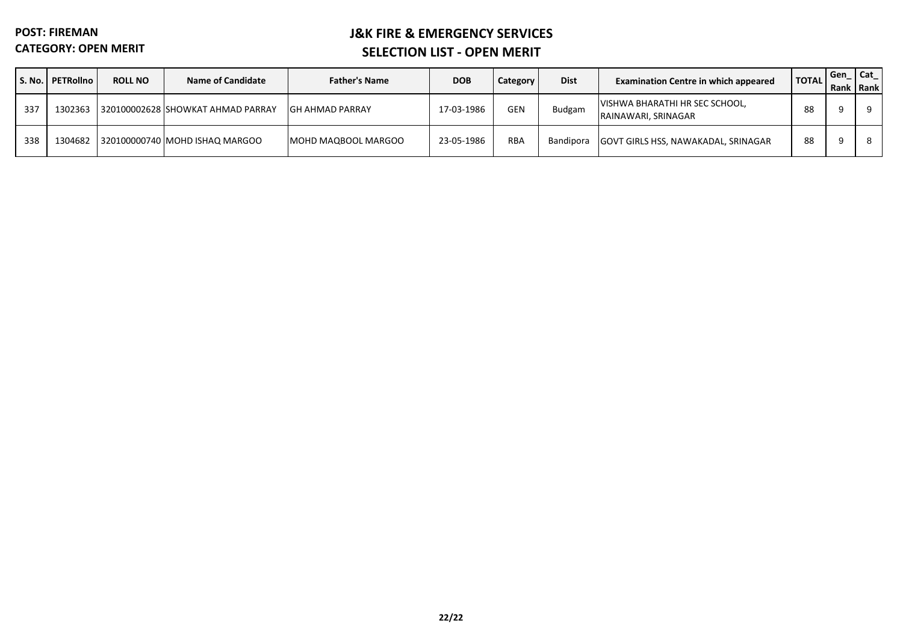**POST: FIREMAN**
**CATEGORY: OPEN MERIT**

# J&K FIRE & EMERGENCY SERVICES

## SELECTION LIST - OPEN MERIT

| S. No. | PETRollno | ROLL NO | Name of Candidate | Father's Name | DOB | Category | Dist | Examination Centre in which appeared | TOTAL | Gen_ Rank | Cat_ Rank |
|---|---|---|---|---|---|---|---|---|---|---|---|
| 337 | 1302363 | 320100002628 | SHOWKAT AHMAD PARRAY | GH AHMAD PARRAY | 17-03-1986 | GEN | Budgam | VISHWA BHARATHI HR SEC SCHOOL, RAINAWARI, SRINAGAR | 88 | 9 | 9 |
| 338 | 1304682 | 320100000740 | MOHD ISHAQ MARGOO | MOHD MAQBOOL MARGOO | 23-05-1986 | RBA | Bandipora | GOVT GIRLS HSS, NAWAKADAL, SRINAGAR | 88 | 9 | 8 |